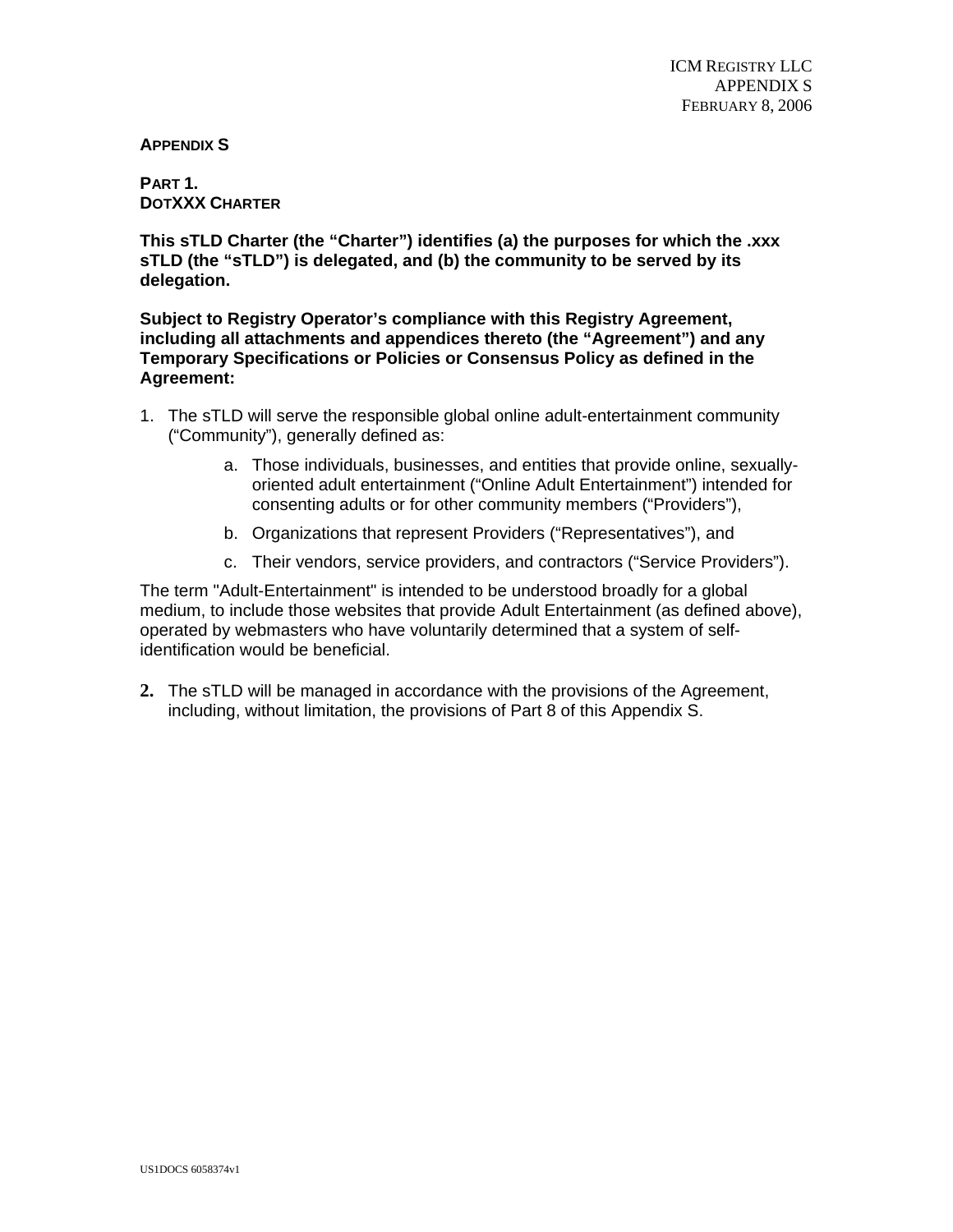# APPENDIX S

## PART 1.
## DOTXXX CHARTER

**This sTLD Charter (the "Charter") identifies (a) the purposes for which the .xxx sTLD (the "sTLD") is delegated, and (b) the community to be served by its delegation.**

**Subject to Registry Operator's compliance with this Registry Agreement, including all attachments and appendices thereto (the "Agreement") and any Temporary Specifications or Policies or Consensus Policy as defined in the Agreement:**

1. The sTLD will serve the responsible global online adult-entertainment community ("Community"), generally defined as:
   a. Those individuals, businesses, and entities that provide online, sexually-oriented adult entertainment ("Online Adult Entertainment") intended for consenting adults or for other community members ("Providers"),
   b. Organizations that represent Providers ("Representatives"), and
   c. Their vendors, service providers, and contractors ("Service Providers").

The term "Adult-Entertainment" is intended to be understood broadly for a global medium, to include those websites that provide Adult Entertainment (as defined above), operated by webmasters who have voluntarily determined that a system of self-identification would be beneficial.

2. The sTLD will be managed in accordance with the provisions of the Agreement, including, without limitation, the provisions of Part 8 of this Appendix S.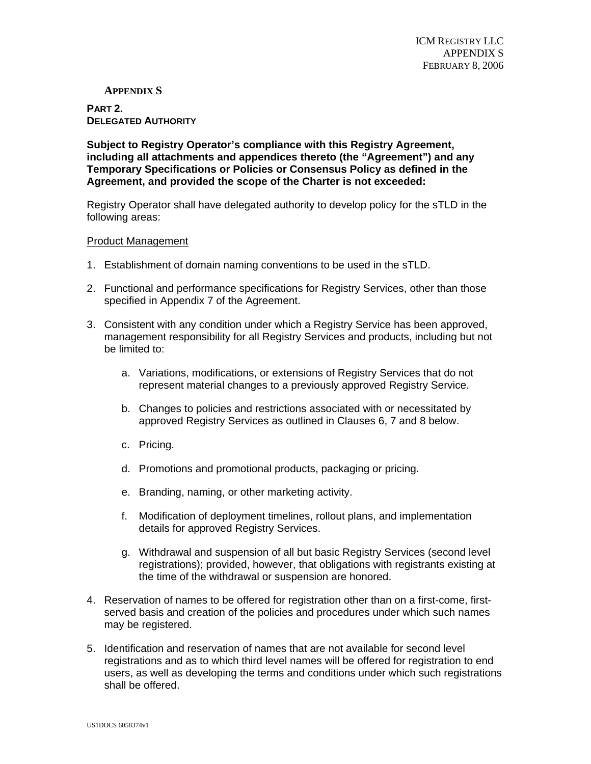**APPENDIX S**

**PART 2.**
**DELEGATED AUTHORITY**

**Subject to Registry Operator's compliance with this Registry Agreement, including all attachments and appendices thereto (the "Agreement") and any Temporary Specifications or Policies or Consensus Policy as defined in the Agreement, and provided the scope of the Charter is not exceeded:**

Registry Operator shall have delegated authority to develop policy for the sTLD in the following areas:

Product Management

1. Establishment of domain naming conventions to be used in the sTLD.

2. Functional and performance specifications for Registry Services, other than those specified in Appendix 7 of the Agreement.

3. Consistent with any condition under which a Registry Service has been approved, management responsibility for all Registry Services and products, including but not be limited to:

    a. Variations, modifications, or extensions of Registry Services that do not represent material changes to a previously approved Registry Service.

    b. Changes to policies and restrictions associated with or necessitated by approved Registry Services as outlined in Clauses 6, 7 and 8 below.

    c. Pricing.

    d. Promotions and promotional products, packaging or pricing.

    e. Branding, naming, or other marketing activity.

    f. Modification of deployment timelines, rollout plans, and implementation details for approved Registry Services.

    g. Withdrawal and suspension of all but basic Registry Services (second level registrations); provided, however, that obligations with registrants existing at the time of the withdrawal or suspension are honored.

4. Reservation of names to be offered for registration other than on a first-come, first-served basis and creation of the policies and procedures under which such names may be registered.

5. Identification and reservation of names that are not available for second level registrations and as to which third level names will be offered for registration to end users, as well as developing the terms and conditions under which such registrations shall be offered.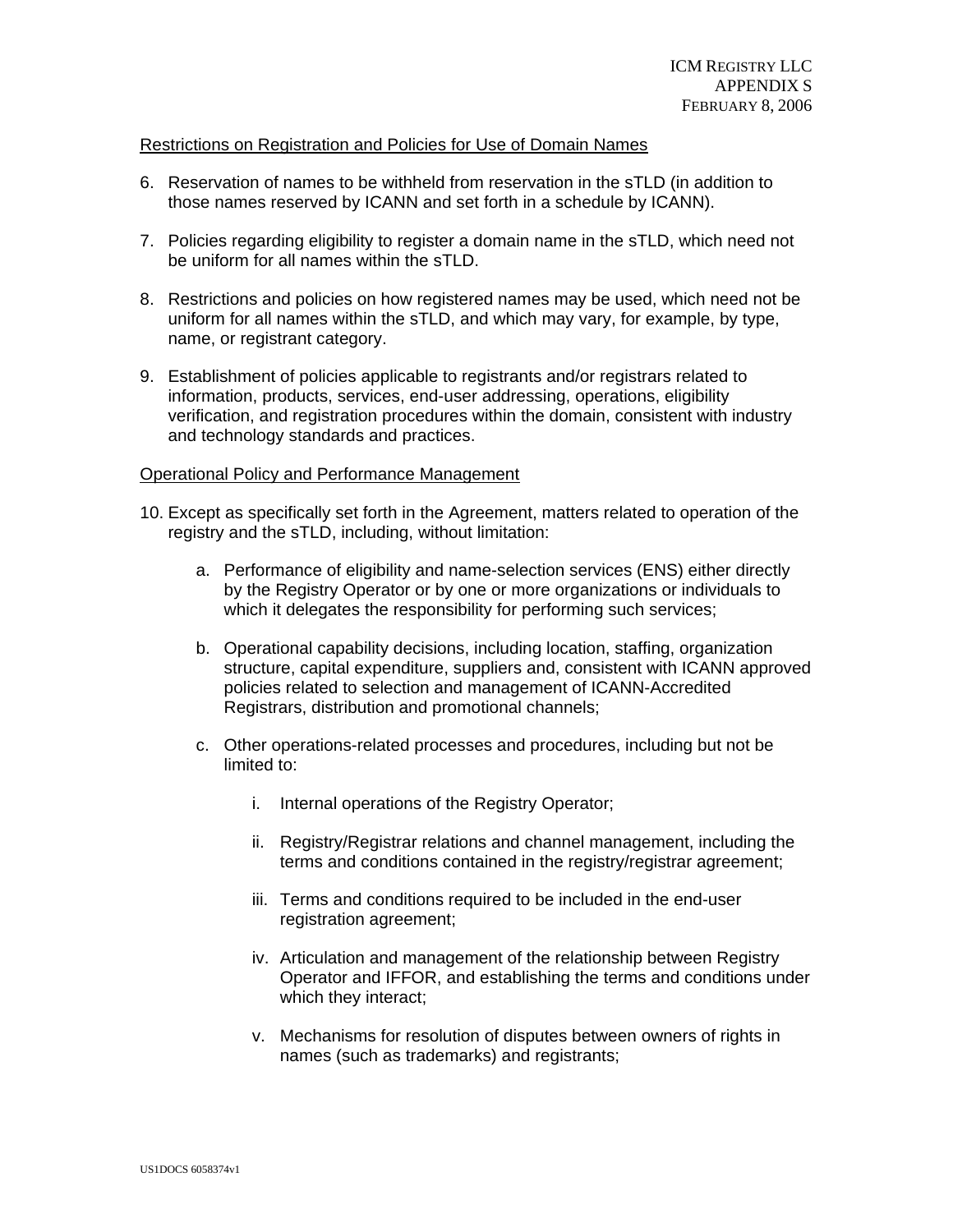Restrictions on Registration and Policies for Use of Domain Names

6. Reservation of names to be withheld from reservation in the sTLD (in addition to those names reserved by ICANN and set forth in a schedule by ICANN).

7. Policies regarding eligibility to register a domain name in the sTLD, which need not be uniform for all names within the sTLD.

8. Restrictions and policies on how registered names may be used, which need not be uniform for all names within the sTLD, and which may vary, for example, by type, name, or registrant category.

9. Establishment of policies applicable to registrants and/or registrars related to information, products, services, end-user addressing, operations, eligibility verification, and registration procedures within the domain, consistent with industry and technology standards and practices.

Operational Policy and Performance Management

10. Except as specifically set forth in the Agreement, matters related to operation of the registry and the sTLD, including, without limitation:

    a. Performance of eligibility and name-selection services (ENS) either directly by the Registry Operator or by one or more organizations or individuals to which it delegates the responsibility for performing such services;

    b. Operational capability decisions, including location, staffing, organization structure, capital expenditure, suppliers and, consistent with ICANN approved policies related to selection and management of ICANN-Accredited Registrars, distribution and promotional channels;

    c. Other operations-related processes and procedures, including but not be limited to:

        i. Internal operations of the Registry Operator;

        ii. Registry/Registrar relations and channel management, including the terms and conditions contained in the registry/registrar agreement;

        iii. Terms and conditions required to be included in the end-user registration agreement;

        iv. Articulation and management of the relationship between Registry Operator and IFFOR, and establishing the terms and conditions under which they interact;

        v. Mechanisms for resolution of disputes between owners of rights in names (such as trademarks) and registrants;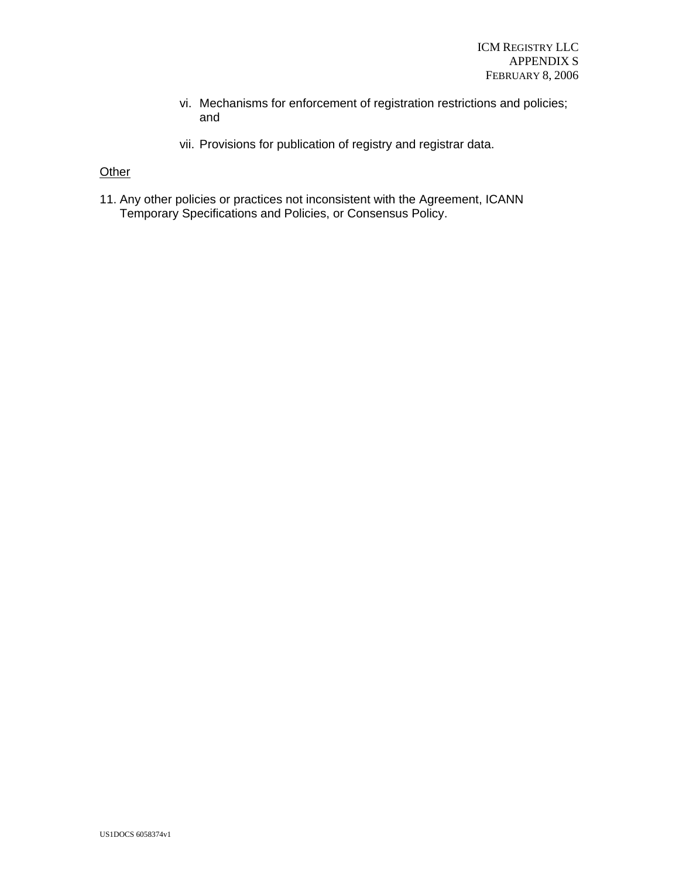vi. Mechanisms for enforcement of registration restrictions and policies; and

vii. Provisions for publication of registry and registrar data.

<u>Other</u>

11. Any other policies or practices not inconsistent with the Agreement, ICANN Temporary Specifications and Policies, or Consensus Policy.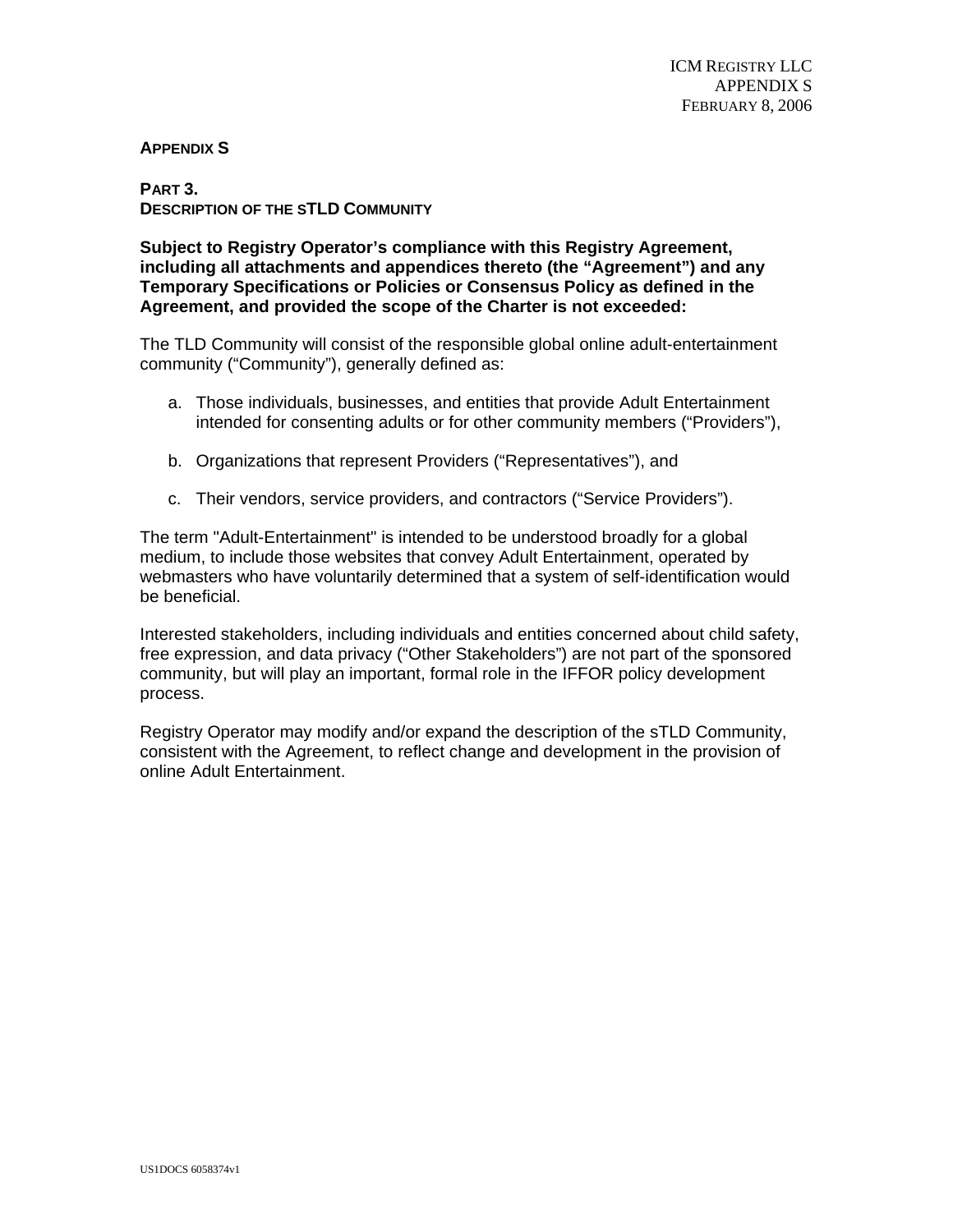**APPENDIX S**

**PART 3.**
**DESCRIPTION OF THE sTLD COMMUNITY**

**Subject to Registry Operator's compliance with this Registry Agreement, including all attachments and appendices thereto (the "Agreement") and any Temporary Specifications or Policies or Consensus Policy as defined in the Agreement, and provided the scope of the Charter is not exceeded:**

The TLD Community will consist of the responsible global online adult-entertainment community ("Community"), generally defined as:

a. Those individuals, businesses, and entities that provide Adult Entertainment intended for consenting adults or for other community members ("Providers"),

b. Organizations that represent Providers ("Representatives"), and

c. Their vendors, service providers, and contractors ("Service Providers").

The term "Adult-Entertainment" is intended to be understood broadly for a global medium, to include those websites that convey Adult Entertainment, operated by webmasters who have voluntarily determined that a system of self-identification would be beneficial.

Interested stakeholders, including individuals and entities concerned about child safety, free expression, and data privacy ("Other Stakeholders") are not part of the sponsored community, but will play an important, formal role in the IFFOR policy development process.

Registry Operator may modify and/or expand the description of the sTLD Community, consistent with the Agreement, to reflect change and development in the provision of online Adult Entertainment.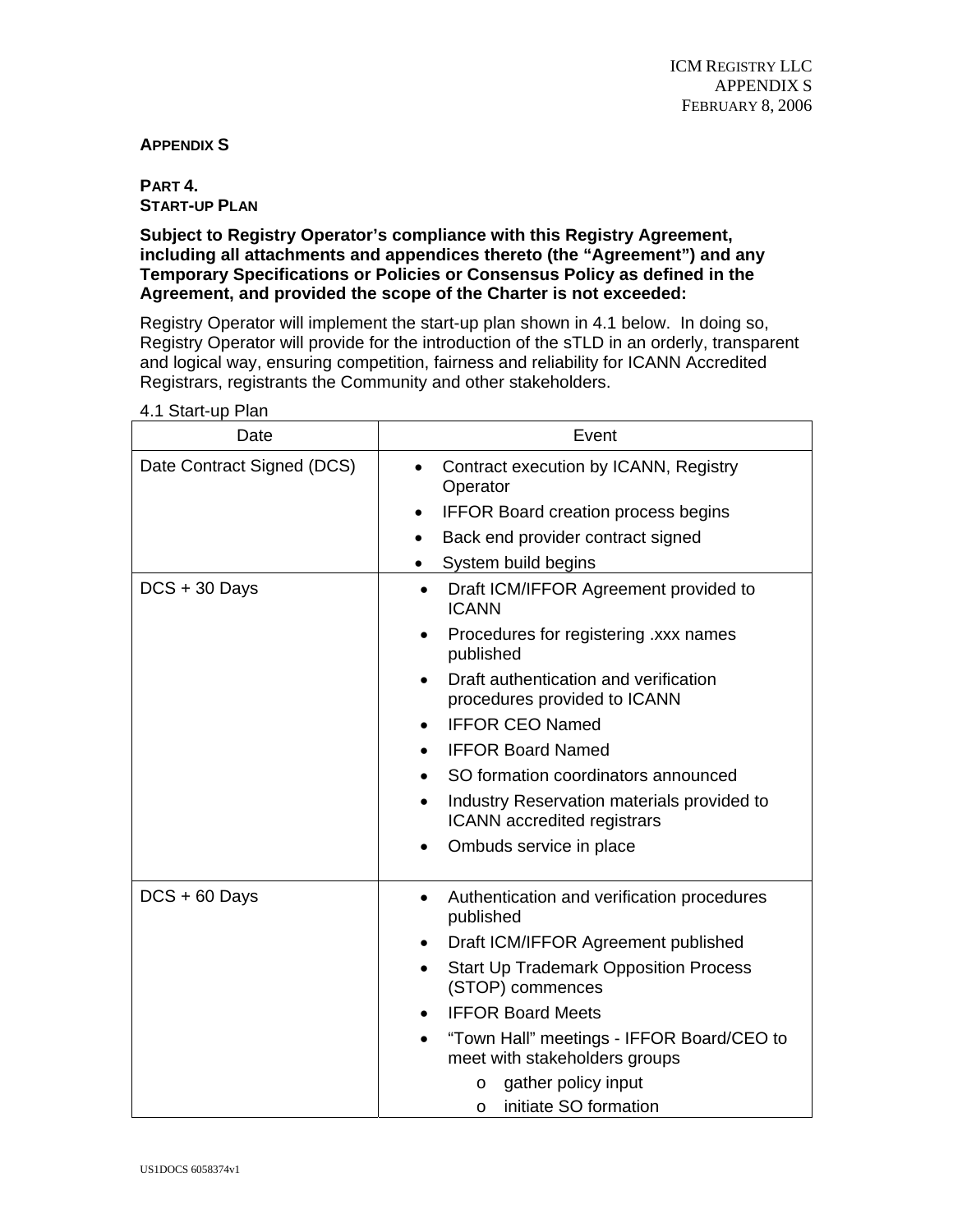**APPENDIX S**

**PART 4.**
**START-UP PLAN**

**Subject to Registry Operator's compliance with this Registry Agreement, including all attachments and appendices thereto (the "Agreement") and any Temporary Specifications or Policies or Consensus Policy as defined in the Agreement, and provided the scope of the Charter is not exceeded:**

Registry Operator will implement the start-up plan shown in 4.1 below. In doing so, Registry Operator will provide for the introduction of the sTLD in an orderly, transparent and logical way, ensuring competition, fairness and reliability for ICANN Accredited Registrars, registrants the Community and other stakeholders.

4.1 Start-up Plan

| Date | Event |
|---|---|
| Date Contract Signed (DCS) | • Contract execution by ICANN, Registry Operator<br>• IFFOR Board creation process begins<br>• Back end provider contract signed<br>• System build begins |
| DCS + 30 Days | • Draft ICM/IFFOR Agreement provided to ICANN<br>• Procedures for registering .xxx names published<br>• Draft authentication and verification procedures provided to ICANN<br>• IFFOR CEO Named<br>• IFFOR Board Named<br>• SO formation coordinators announced<br>• Industry Reservation materials provided to ICANN accredited registrars<br>• Ombuds service in place |
| DCS + 60 Days | • Authentication and verification procedures published<br>• Draft ICM/IFFOR Agreement published<br>• Start Up Trademark Opposition Process (STOP) commences<br>• IFFOR Board Meets<br>• "Town Hall" meetings - IFFOR Board/CEO to meet with stakeholders groups<br>&nbsp;&nbsp;&nbsp;&nbsp;o gather policy input<br>&nbsp;&nbsp;&nbsp;&nbsp;o initiate SO formation |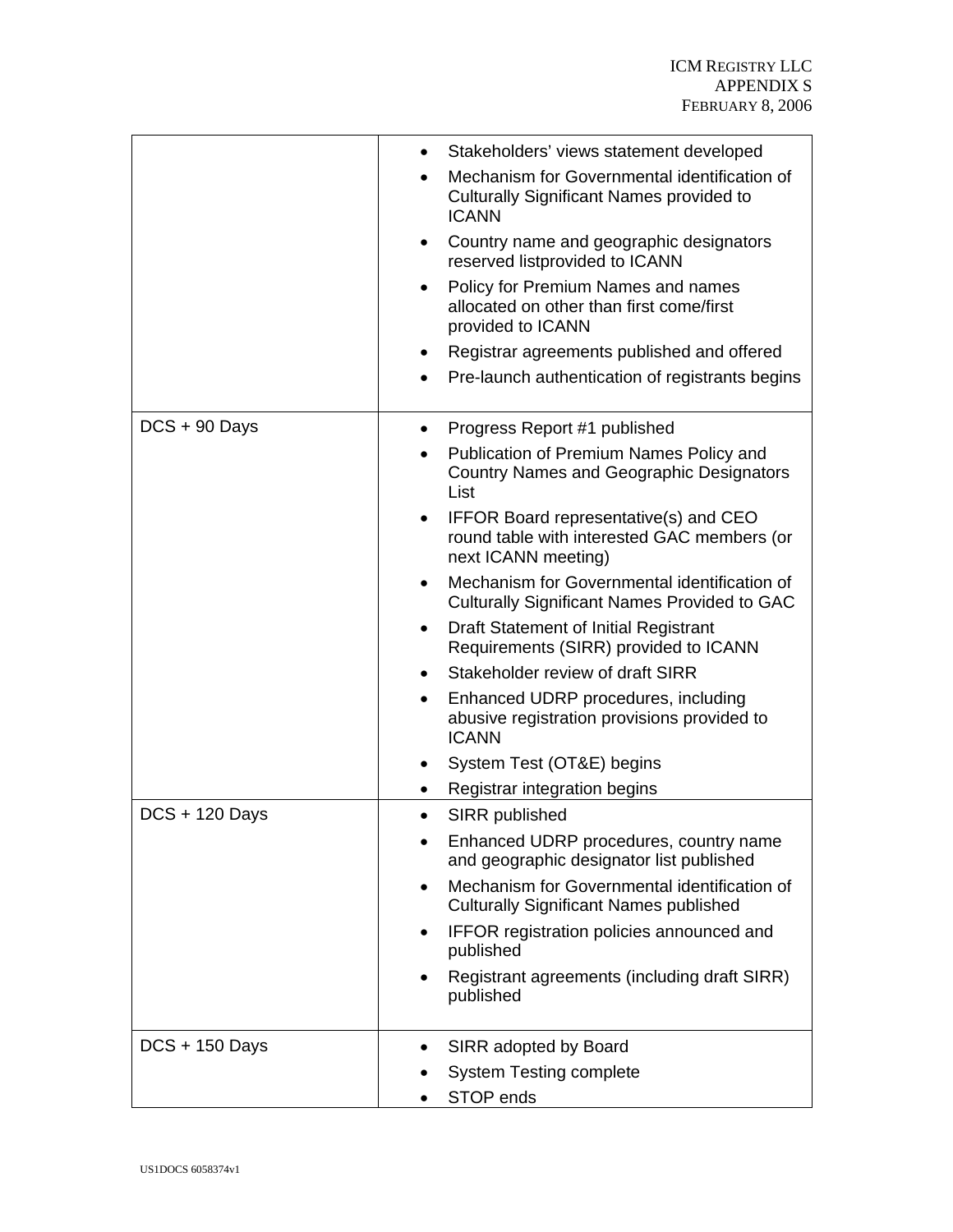| | |
|---|---|
| | • Stakeholders' views statement developed<br>• Mechanism for Governmental identification of Culturally Significant Names provided to ICANN<br>• Country name and geographic designators reserved listprovided to ICANN<br>• Policy for Premium Names and names allocated on other than first come/first provided to ICANN<br>• Registrar agreements published and offered<br>• Pre-launch authentication of registrants begins |
| DCS + 90 Days | • Progress Report #1 published<br>• Publication of Premium Names Policy and Country Names and Geographic Designators List<br>• IFFOR Board representative(s) and CEO round table with interested GAC members (or next ICANN meeting)<br>• Mechanism for Governmental identification of Culturally Significant Names Provided to GAC<br>• Draft Statement of Initial Registrant Requirements (SIRR) provided to ICANN<br>• Stakeholder review of draft SIRR<br>• Enhanced UDRP procedures, including abusive registration provisions provided to ICANN<br>• System Test (OT&E) begins<br>• Registrar integration begins |
| DCS + 120 Days | • SIRR published<br>• Enhanced UDRP procedures, country name and geographic designator list published<br>• Mechanism for Governmental identification of Culturally Significant Names published<br>• IFFOR registration policies announced and published<br>• Registrant agreements (including draft SIRR) published |
| DCS + 150 Days | • SIRR adopted by Board<br>• System Testing complete<br>• STOP ends |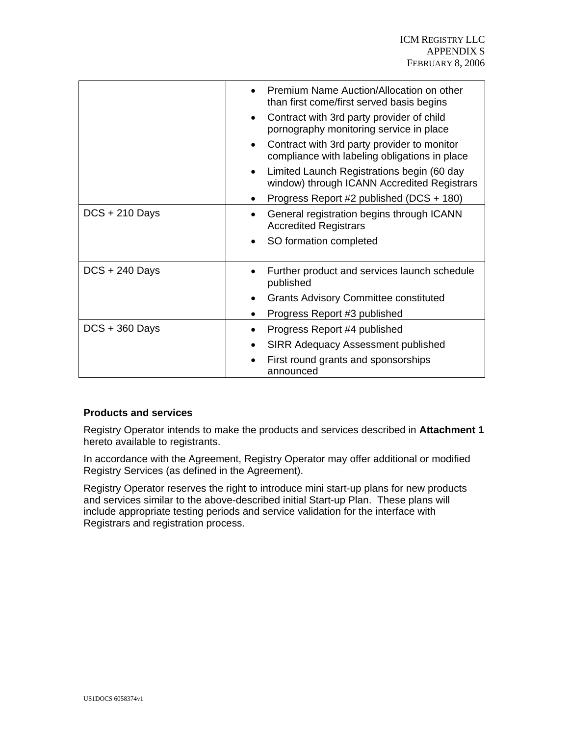| | |
|---|---|
| | • Premium Name Auction/Allocation on other than first come/first served basis begins<br>• Contract with 3rd party provider of child pornography monitoring service in place<br>• Contract with 3rd party provider to monitor compliance with labeling obligations in place<br>• Limited Launch Registrations begin (60 day window) through ICANN Accredited Registrars<br>• Progress Report #2 published (DCS + 180) |
| DCS + 210 Days | • General registration begins through ICANN Accredited Registrars<br>• SO formation completed |
| DCS + 240 Days | • Further product and services launch schedule published<br>• Grants Advisory Committee constituted<br>• Progress Report #3 published |
| DCS + 360 Days | • Progress Report #4 published<br>• SIRR Adequacy Assessment published<br>• First round grants and sponsorships announced |

**Products and services**

Registry Operator intends to make the products and services described in **Attachment 1** hereto available to registrants.

In accordance with the Agreement, Registry Operator may offer additional or modified Registry Services (as defined in the Agreement).

Registry Operator reserves the right to introduce mini start-up plans for new products and services similar to the above-described initial Start-up Plan. These plans will include appropriate testing periods and service validation for the interface with Registrars and registration process.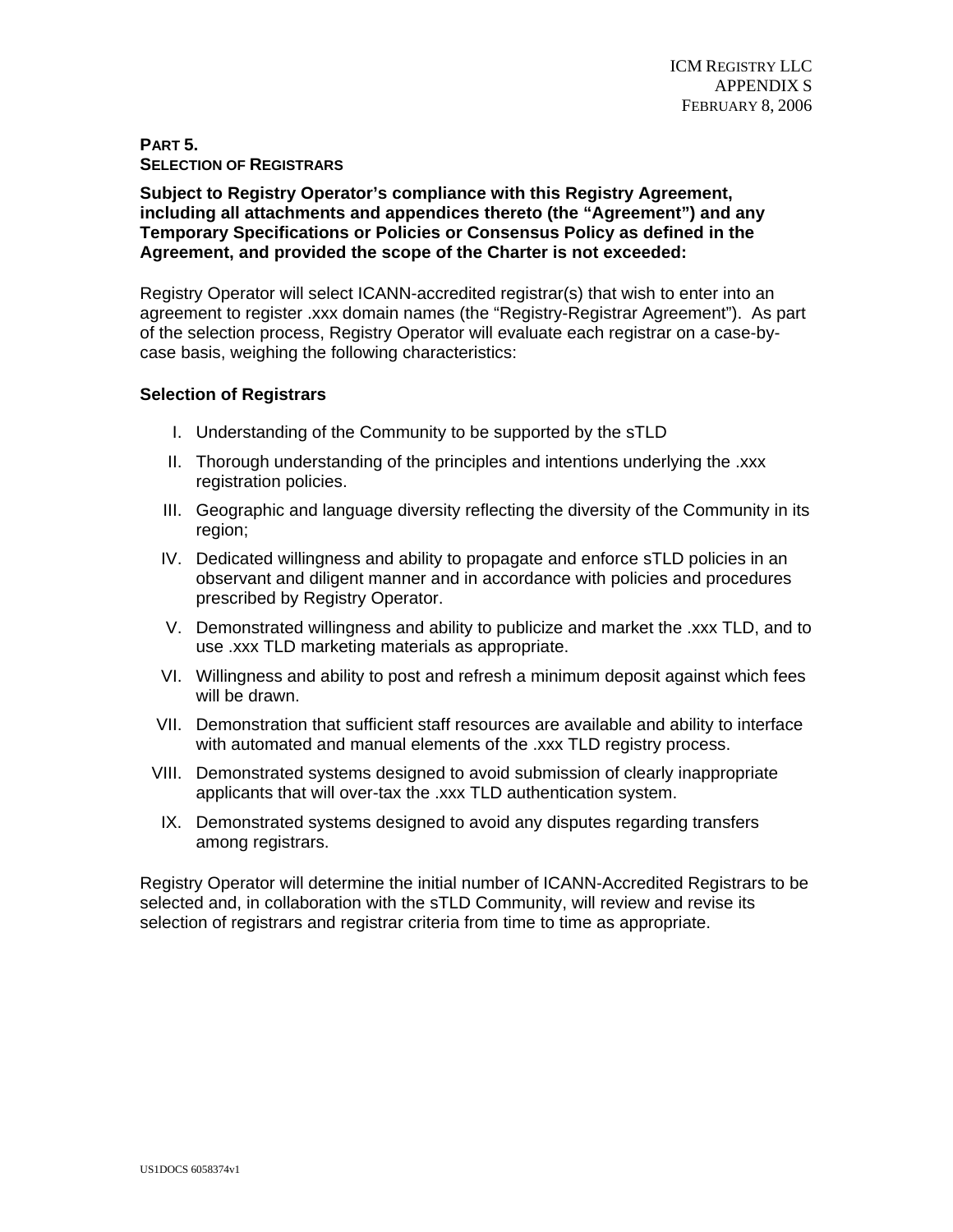## PART 5.
## SELECTION OF REGISTRARS

**Subject to Registry Operator's compliance with this Registry Agreement, including all attachments and appendices thereto (the "Agreement") and any Temporary Specifications or Policies or Consensus Policy as defined in the Agreement, and provided the scope of the Charter is not exceeded:**

Registry Operator will select ICANN-accredited registrar(s) that wish to enter into an agreement to register .xxx domain names (the "Registry-Registrar Agreement"). As part of the selection process, Registry Operator will evaluate each registrar on a case-by-case basis, weighing the following characteristics:

### Selection of Registrars

I. Understanding of the Community to be supported by the sTLD

II. Thorough understanding of the principles and intentions underlying the .xxx registration policies.

III. Geographic and language diversity reflecting the diversity of the Community in its region;

IV. Dedicated willingness and ability to propagate and enforce sTLD policies in an observant and diligent manner and in accordance with policies and procedures prescribed by Registry Operator.

V. Demonstrated willingness and ability to publicize and market the .xxx TLD, and to use .xxx TLD marketing materials as appropriate.

VI. Willingness and ability to post and refresh a minimum deposit against which fees will be drawn.

VII. Demonstration that sufficient staff resources are available and ability to interface with automated and manual elements of the .xxx TLD registry process.

VIII. Demonstrated systems designed to avoid submission of clearly inappropriate applicants that will over-tax the .xxx TLD authentication system.

IX. Demonstrated systems designed to avoid any disputes regarding transfers among registrars.

Registry Operator will determine the initial number of ICANN-Accredited Registrars to be selected and, in collaboration with the sTLD Community, will review and revise its selection of registrars and registrar criteria from time to time as appropriate.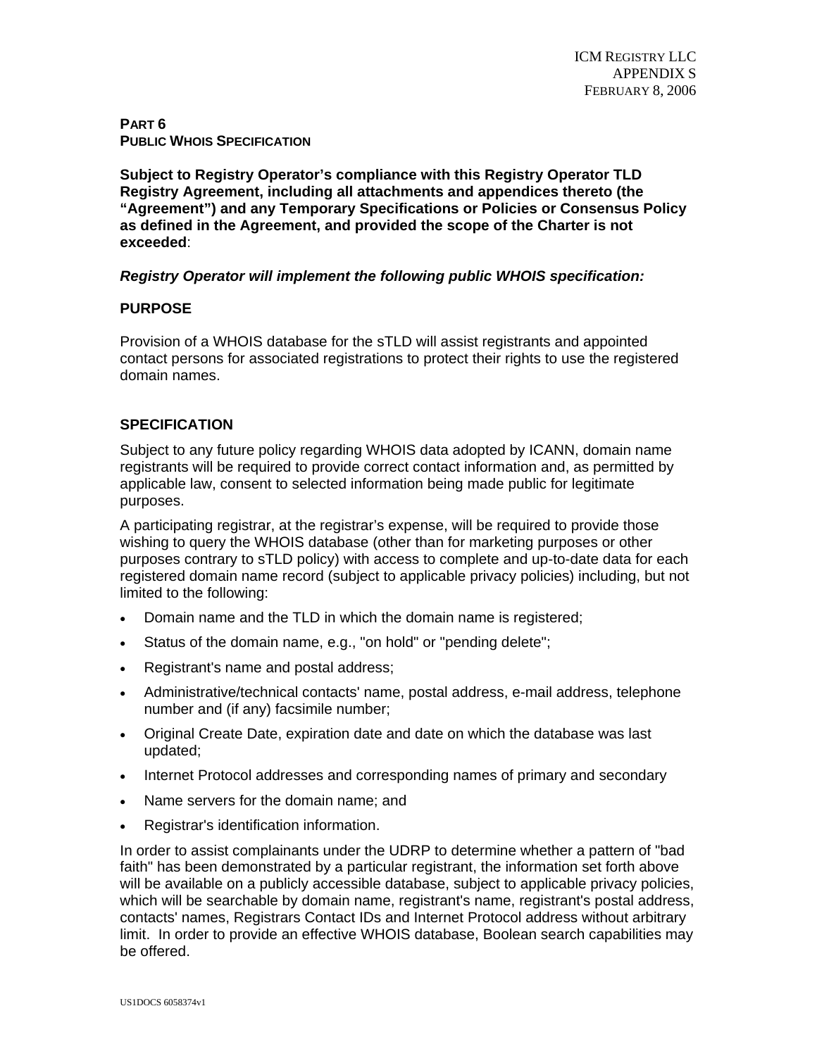**PART 6**
**PUBLIC WHOIS SPECIFICATION**

**Subject to Registry Operator's compliance with this Registry Operator TLD Registry Agreement, including all attachments and appendices thereto (the "Agreement") and any Temporary Specifications or Policies or Consensus Policy as defined in the Agreement, and provided the scope of the Charter is not exceeded**:

***Registry Operator will implement the following public WHOIS specification:***

**PURPOSE**

Provision of a WHOIS database for the sTLD will assist registrants and appointed contact persons for associated registrations to protect their rights to use the registered domain names.

**SPECIFICATION**

Subject to any future policy regarding WHOIS data adopted by ICANN, domain name registrants will be required to provide correct contact information and, as permitted by applicable law, consent to selected information being made public for legitimate purposes.

A participating registrar, at the registrar's expense, will be required to provide those wishing to query the WHOIS database (other than for marketing purposes or other purposes contrary to sTLD policy) with access to complete and up-to-date data for each registered domain name record (subject to applicable privacy policies) including, but not limited to the following:

- Domain name and the TLD in which the domain name is registered;
- Status of the domain name, e.g., "on hold" or "pending delete";
- Registrant's name and postal address;
- Administrative/technical contacts' name, postal address, e-mail address, telephone number and (if any) facsimile number;
- Original Create Date, expiration date and date on which the database was last updated;
- Internet Protocol addresses and corresponding names of primary and secondary
- Name servers for the domain name; and
- Registrar's identification information.

In order to assist complainants under the UDRP to determine whether a pattern of "bad faith" has been demonstrated by a particular registrant, the information set forth above will be available on a publicly accessible database, subject to applicable privacy policies, which will be searchable by domain name, registrant's name, registrant's postal address, contacts' names, Registrars Contact IDs and Internet Protocol address without arbitrary limit. In order to provide an effective WHOIS database, Boolean search capabilities may be offered.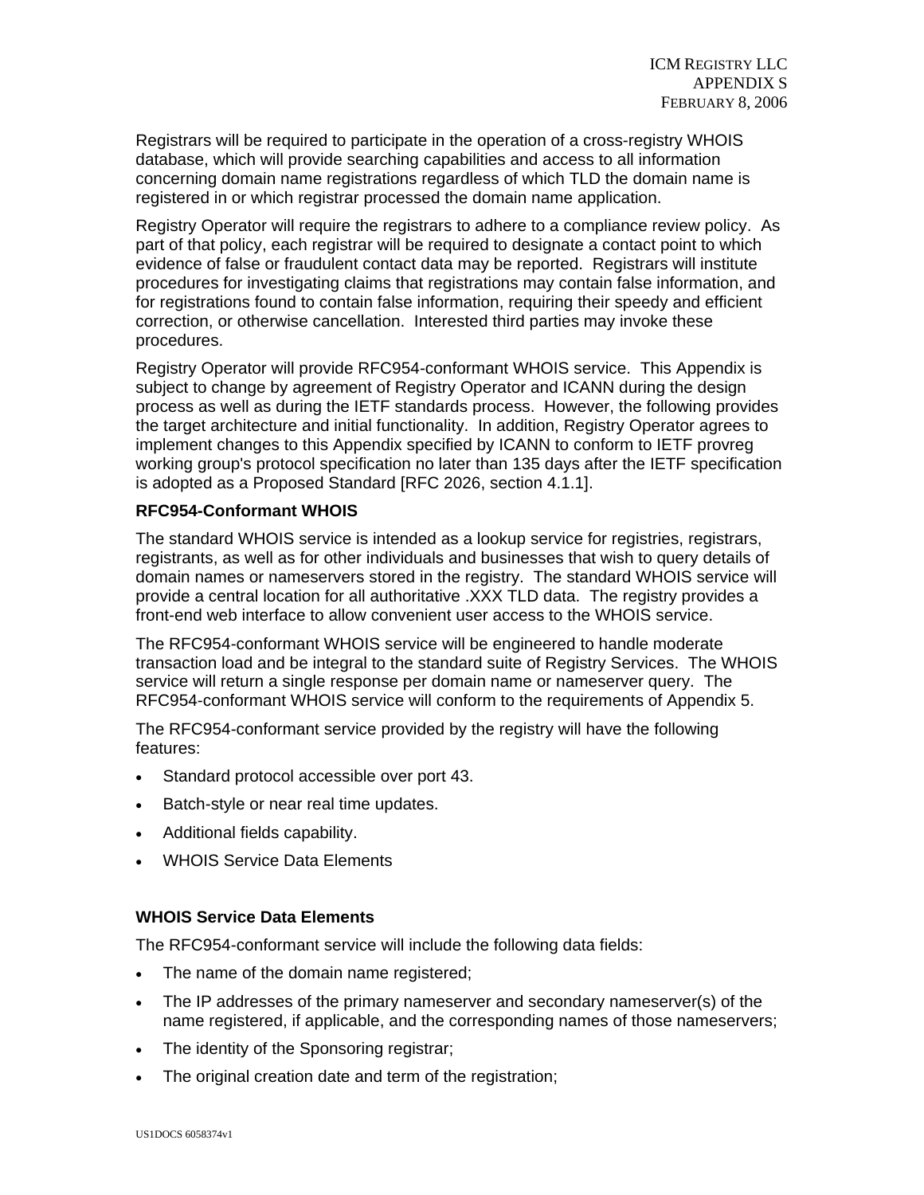Registrars will be required to participate in the operation of a cross-registry WHOIS database, which will provide searching capabilities and access to all information concerning domain name registrations regardless of which TLD the domain name is registered in or which registrar processed the domain name application.

Registry Operator will require the registrars to adhere to a compliance review policy. As part of that policy, each registrar will be required to designate a contact point to which evidence of false or fraudulent contact data may be reported. Registrars will institute procedures for investigating claims that registrations may contain false information, and for registrations found to contain false information, requiring their speedy and efficient correction, or otherwise cancellation. Interested third parties may invoke these procedures.

Registry Operator will provide RFC954-conformant WHOIS service. This Appendix is subject to change by agreement of Registry Operator and ICANN during the design process as well as during the IETF standards process. However, the following provides the target architecture and initial functionality. In addition, Registry Operator agrees to implement changes to this Appendix specified by ICANN to conform to IETF provreg working group's protocol specification no later than 135 days after the IETF specification is adopted as a Proposed Standard [RFC 2026, section 4.1.1].

**RFC954-Conformant WHOIS**

The standard WHOIS service is intended as a lookup service for registries, registrars, registrants, as well as for other individuals and businesses that wish to query details of domain names or nameservers stored in the registry. The standard WHOIS service will provide a central location for all authoritative .XXX TLD data. The registry provides a front-end web interface to allow convenient user access to the WHOIS service.

The RFC954-conformant WHOIS service will be engineered to handle moderate transaction load and be integral to the standard suite of Registry Services. The WHOIS service will return a single response per domain name or nameserver query. The RFC954-conformant WHOIS service will conform to the requirements of Appendix 5.

The RFC954-conformant service provided by the registry will have the following features:

- Standard protocol accessible over port 43.
- Batch-style or near real time updates.
- Additional fields capability.
- WHOIS Service Data Elements

**WHOIS Service Data Elements**

The RFC954-conformant service will include the following data fields:

- The name of the domain name registered;
- The IP addresses of the primary nameserver and secondary nameserver(s) of the name registered, if applicable, and the corresponding names of those nameservers;
- The identity of the Sponsoring registrar;
- The original creation date and term of the registration;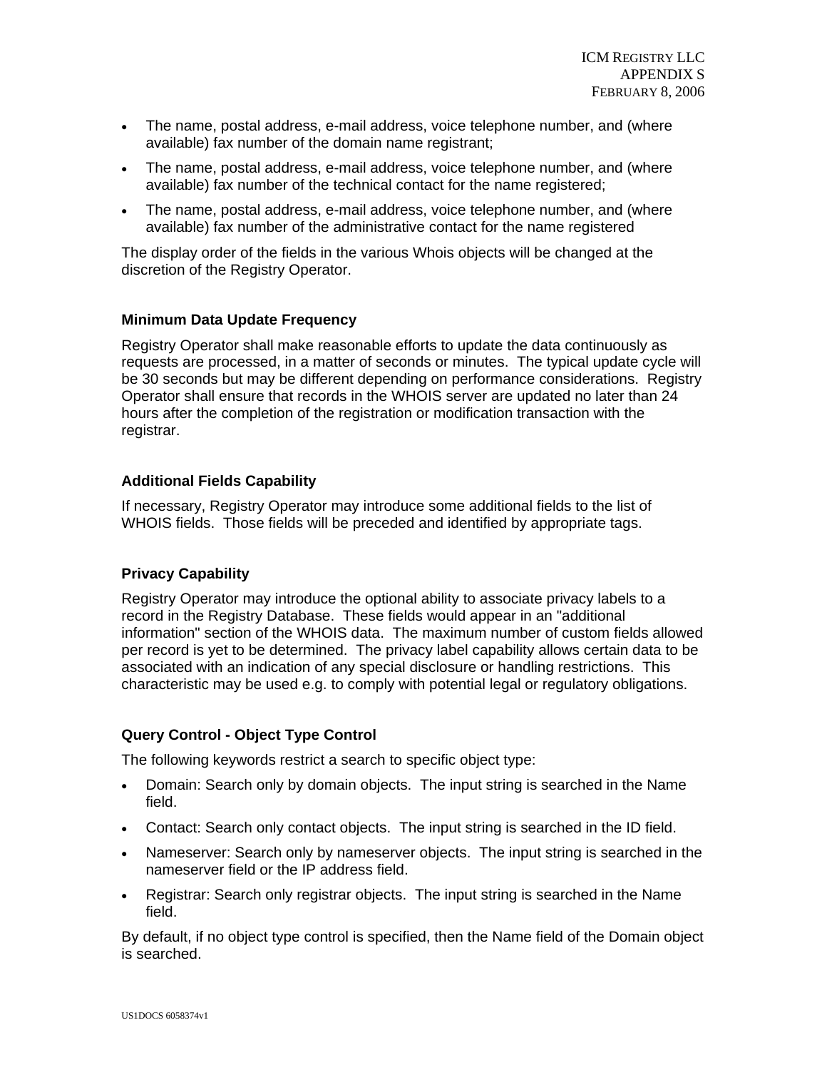- The name, postal address, e-mail address, voice telephone number, and (where available) fax number of the domain name registrant;
- The name, postal address, e-mail address, voice telephone number, and (where available) fax number of the technical contact for the name registered;
- The name, postal address, e-mail address, voice telephone number, and (where available) fax number of the administrative contact for the name registered

The display order of the fields in the various Whois objects will be changed at the discretion of the Registry Operator.

### Minimum Data Update Frequency

Registry Operator shall make reasonable efforts to update the data continuously as requests are processed, in a matter of seconds or minutes. The typical update cycle will be 30 seconds but may be different depending on performance considerations. Registry Operator shall ensure that records in the WHOIS server are updated no later than 24 hours after the completion of the registration or modification transaction with the registrar.

### Additional Fields Capability

If necessary, Registry Operator may introduce some additional fields to the list of WHOIS fields. Those fields will be preceded and identified by appropriate tags.

### Privacy Capability

Registry Operator may introduce the optional ability to associate privacy labels to a record in the Registry Database. These fields would appear in an "additional information" section of the WHOIS data. The maximum number of custom fields allowed per record is yet to be determined. The privacy label capability allows certain data to be associated with an indication of any special disclosure or handling restrictions. This characteristic may be used e.g. to comply with potential legal or regulatory obligations.

### Query Control - Object Type Control

The following keywords restrict a search to specific object type:

- Domain: Search only by domain objects. The input string is searched in the Name field.
- Contact: Search only contact objects. The input string is searched in the ID field.
- Nameserver: Search only by nameserver objects. The input string is searched in the nameserver field or the IP address field.
- Registrar: Search only registrar objects. The input string is searched in the Name field.

By default, if no object type control is specified, then the Name field of the Domain object is searched.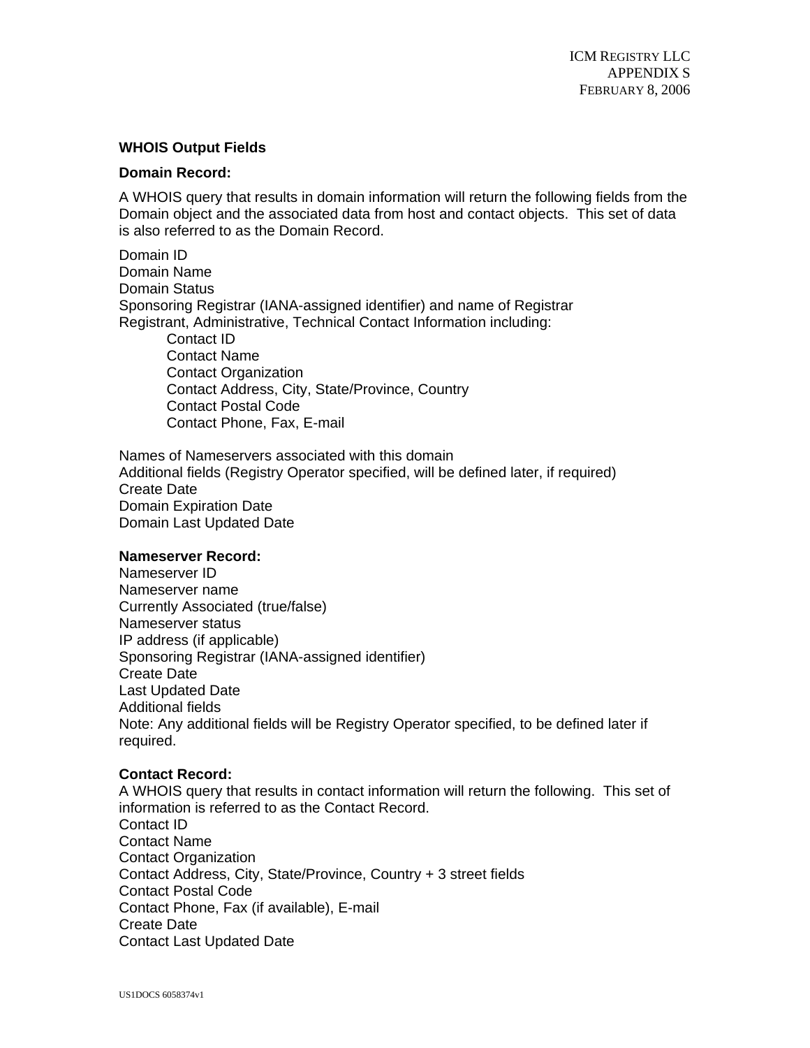## WHOIS Output Fields

### Domain Record:

A WHOIS query that results in domain information will return the following fields from the Domain object and the associated data from host and contact objects. This set of data is also referred to as the Domain Record.

Domain ID
Domain Name
Domain Status
Sponsoring Registrar (IANA-assigned identifier) and name of Registrar
Registrant, Administrative, Technical Contact Information including:

- Contact ID
- Contact Name
- Contact Organization
- Contact Address, City, State/Province, Country
- Contact Postal Code
- Contact Phone, Fax, E-mail

Names of Nameservers associated with this domain
Additional fields (Registry Operator specified, will be defined later, if required)
Create Date
Domain Expiration Date
Domain Last Updated Date

### Nameserver Record:

Nameserver ID
Nameserver name
Currently Associated (true/false)
Nameserver status
IP address (if applicable)
Sponsoring Registrar (IANA-assigned identifier)
Create Date
Last Updated Date
Additional fields
Note: Any additional fields will be Registry Operator specified, to be defined later if required.

### Contact Record:

A WHOIS query that results in contact information will return the following. This set of information is referred to as the Contact Record.
Contact ID
Contact Name
Contact Organization
Contact Address, City, State/Province, Country + 3 street fields
Contact Postal Code
Contact Phone, Fax (if available), E-mail
Create Date
Contact Last Updated Date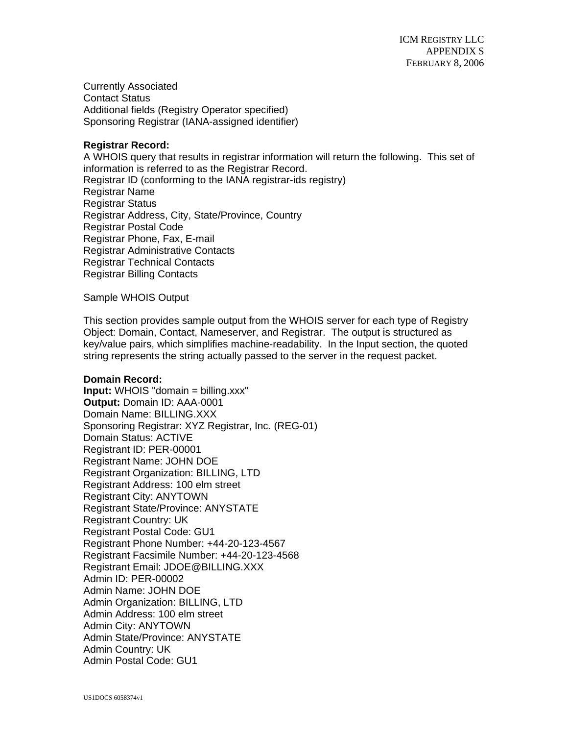Currently Associated
Contact Status
Additional fields (Registry Operator specified)
Sponsoring Registrar (IANA-assigned identifier)

**Registrar Record:**
A WHOIS query that results in registrar information will return the following. This set of information is referred to as the Registrar Record.
Registrar ID (conforming to the IANA registrar-ids registry)
Registrar Name
Registrar Status
Registrar Address, City, State/Province, Country
Registrar Postal Code
Registrar Phone, Fax, E-mail
Registrar Administrative Contacts
Registrar Technical Contacts
Registrar Billing Contacts

Sample WHOIS Output

This section provides sample output from the WHOIS server for each type of Registry Object: Domain, Contact, Nameserver, and Registrar. The output is structured as key/value pairs, which simplifies machine-readability. In the Input section, the quoted string represents the string actually passed to the server in the request packet.

**Domain Record:**
**Input:** WHOIS "domain = billing.xxx"
**Output:** Domain ID: AAA-0001
Domain Name: BILLING.XXX
Sponsoring Registrar: XYZ Registrar, Inc. (REG-01)
Domain Status: ACTIVE
Registrant ID: PER-00001
Registrant Name: JOHN DOE
Registrant Organization: BILLING, LTD
Registrant Address: 100 elm street
Registrant City: ANYTOWN
Registrant State/Province: ANYSTATE
Registrant Country: UK
Registrant Postal Code: GU1
Registrant Phone Number: +44-20-123-4567
Registrant Facsimile Number: +44-20-123-4568
Registrant Email: JDOE@BILLING.XXX
Admin ID: PER-00002
Admin Name: JOHN DOE
Admin Organization: BILLING, LTD
Admin Address: 100 elm street
Admin City: ANYTOWN
Admin State/Province: ANYSTATE
Admin Country: UK
Admin Postal Code: GU1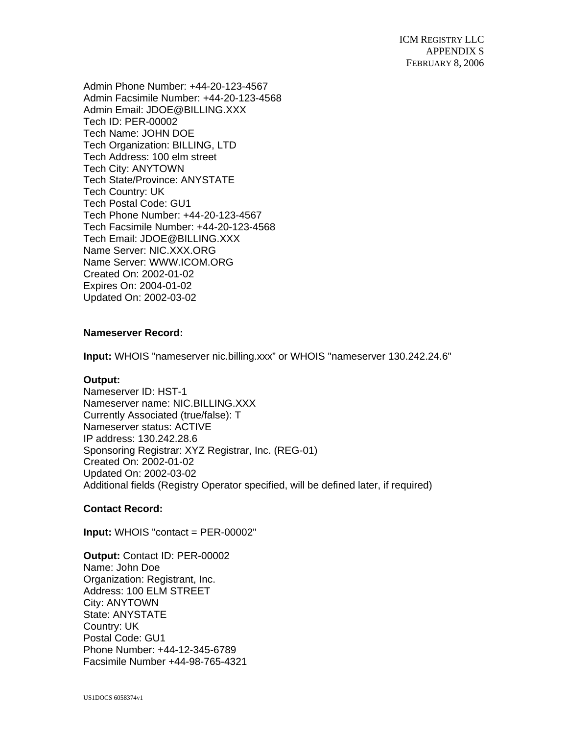Admin Phone Number: +44-20-123-4567
Admin Facsimile Number: +44-20-123-4568
Admin Email: JDOE@BILLING.XXX
Tech ID: PER-00002
Tech Name: JOHN DOE
Tech Organization: BILLING, LTD
Tech Address: 100 elm street
Tech City: ANYTOWN
Tech State/Province: ANYSTATE
Tech Country: UK
Tech Postal Code: GU1
Tech Phone Number: +44-20-123-4567
Tech Facsimile Number: +44-20-123-4568
Tech Email: JDOE@BILLING.XXX
Name Server: NIC.XXX.ORG
Name Server: WWW.ICOM.ORG
Created On: 2002-01-02
Expires On: 2004-01-02
Updated On: 2002-03-02

**Nameserver Record:**

**Input:** WHOIS "nameserver nic.billing.xxx" or WHOIS "nameserver 130.242.24.6"

**Output:**
Nameserver ID: HST-1
Nameserver name: NIC.BILLING.XXX
Currently Associated (true/false): T
Nameserver status: ACTIVE
IP address: 130.242.28.6
Sponsoring Registrar: XYZ Registrar, Inc. (REG-01)
Created On: 2002-01-02
Updated On: 2002-03-02
Additional fields (Registry Operator specified, will be defined later, if required)

**Contact Record:**

**Input:** WHOIS "contact = PER-00002"

**Output:** Contact ID: PER-00002
Name: John Doe
Organization: Registrant, Inc.
Address: 100 ELM STREET
City: ANYTOWN
State: ANYSTATE
Country: UK
Postal Code: GU1
Phone Number: +44-12-345-6789
Facsimile Number +44-98-765-4321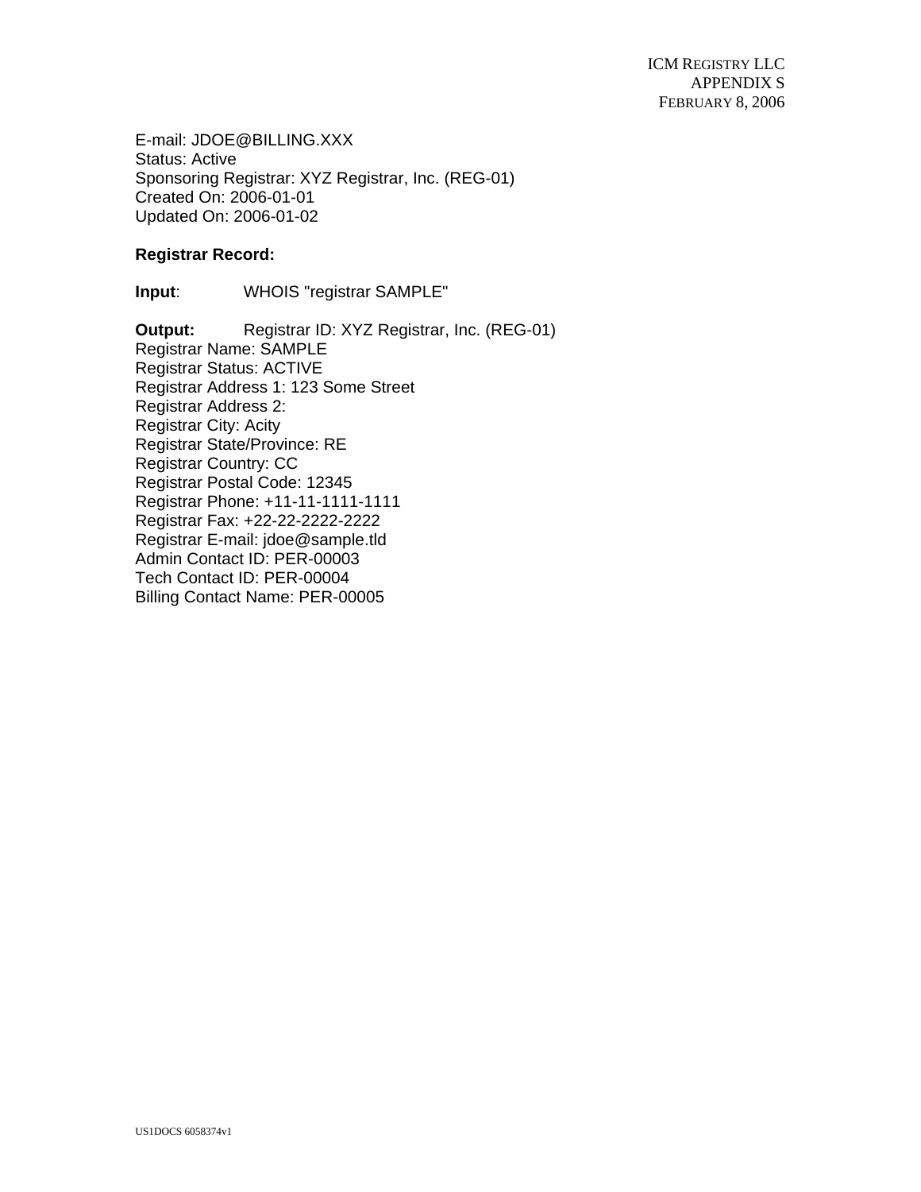E-mail: JDOE@BILLING.XXX
Status: Active
Sponsoring Registrar: XYZ Registrar, Inc. (REG-01)
Created On: 2006-01-01
Updated On: 2006-01-02

**Registrar Record:**

**Input**: WHOIS "registrar SAMPLE"

**Output:** Registrar ID: XYZ Registrar, Inc. (REG-01)
Registrar Name: SAMPLE
Registrar Status: ACTIVE
Registrar Address 1: 123 Some Street
Registrar Address 2:
Registrar City: Acity
Registrar State/Province: RE
Registrar Country: CC
Registrar Postal Code: 12345
Registrar Phone: +11-11-1111-1111
Registrar Fax: +22-22-2222-2222
Registrar E-mail: jdoe@sample.tld
Admin Contact ID: PER-00003
Tech Contact ID: PER-00004
Billing Contact Name: PER-00005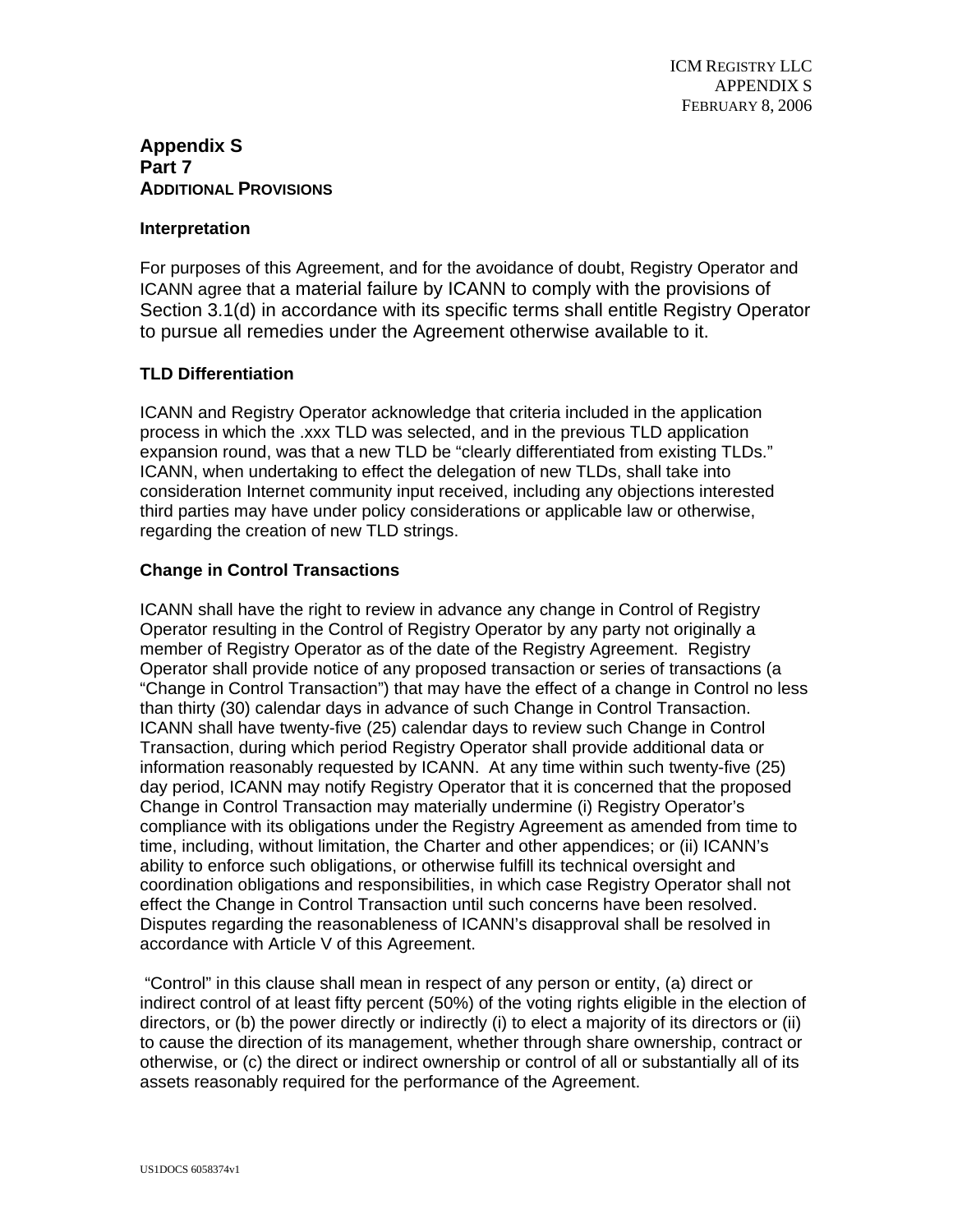## Appendix S
## Part 7
## ADDITIONAL PROVISIONS

### Interpretation

For purposes of this Agreement, and for the avoidance of doubt, Registry Operator and ICANN agree that a material failure by ICANN to comply with the provisions of Section 3.1(d) in accordance with its specific terms shall entitle Registry Operator to pursue all remedies under the Agreement otherwise available to it.

### TLD Differentiation

ICANN and Registry Operator acknowledge that criteria included in the application process in which the .xxx TLD was selected, and in the previous TLD application expansion round, was that a new TLD be "clearly differentiated from existing TLDs." ICANN, when undertaking to effect the delegation of new TLDs, shall take into consideration Internet community input received, including any objections interested third parties may have under policy considerations or applicable law or otherwise, regarding the creation of new TLD strings.

### Change in Control Transactions

ICANN shall have the right to review in advance any change in Control of Registry Operator resulting in the Control of Registry Operator by any party not originally a member of Registry Operator as of the date of the Registry Agreement. Registry Operator shall provide notice of any proposed transaction or series of transactions (a "Change in Control Transaction") that may have the effect of a change in Control no less than thirty (30) calendar days in advance of such Change in Control Transaction. ICANN shall have twenty-five (25) calendar days to review such Change in Control Transaction, during which period Registry Operator shall provide additional data or information reasonably requested by ICANN. At any time within such twenty-five (25) day period, ICANN may notify Registry Operator that it is concerned that the proposed Change in Control Transaction may materially undermine (i) Registry Operator's compliance with its obligations under the Registry Agreement as amended from time to time, including, without limitation, the Charter and other appendices; or (ii) ICANN's ability to enforce such obligations, or otherwise fulfill its technical oversight and coordination obligations and responsibilities, in which case Registry Operator shall not effect the Change in Control Transaction until such concerns have been resolved. Disputes regarding the reasonableness of ICANN's disapproval shall be resolved in accordance with Article V of this Agreement.

"Control" in this clause shall mean in respect of any person or entity, (a) direct or indirect control of at least fifty percent (50%) of the voting rights eligible in the election of directors, or (b) the power directly or indirectly (i) to elect a majority of its directors or (ii) to cause the direction of its management, whether through share ownership, contract or otherwise, or (c) the direct or indirect ownership or control of all or substantially all of its assets reasonably required for the performance of the Agreement.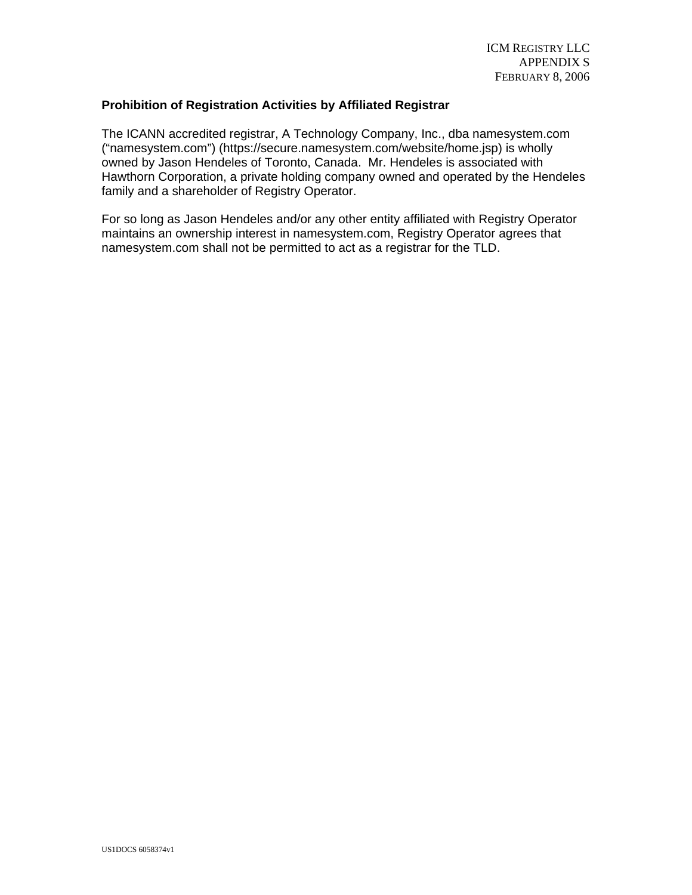ICM REGISTRY LLC
APPENDIX S
FEBRUARY 8, 2006

**Prohibition of Registration Activities by Affiliated Registrar**

The ICANN accredited registrar, A Technology Company, Inc., dba namesystem.com ("namesystem.com") (https://secure.namesystem.com/website/home.jsp) is wholly owned by Jason Hendeles of Toronto, Canada. Mr. Hendeles is associated with Hawthorn Corporation, a private holding company owned and operated by the Hendeles family and a shareholder of Registry Operator.

For so long as Jason Hendeles and/or any other entity affiliated with Registry Operator maintains an ownership interest in namesystem.com, Registry Operator agrees that namesystem.com shall not be permitted to act as a registrar for the TLD.

US1DOCS 6058374v1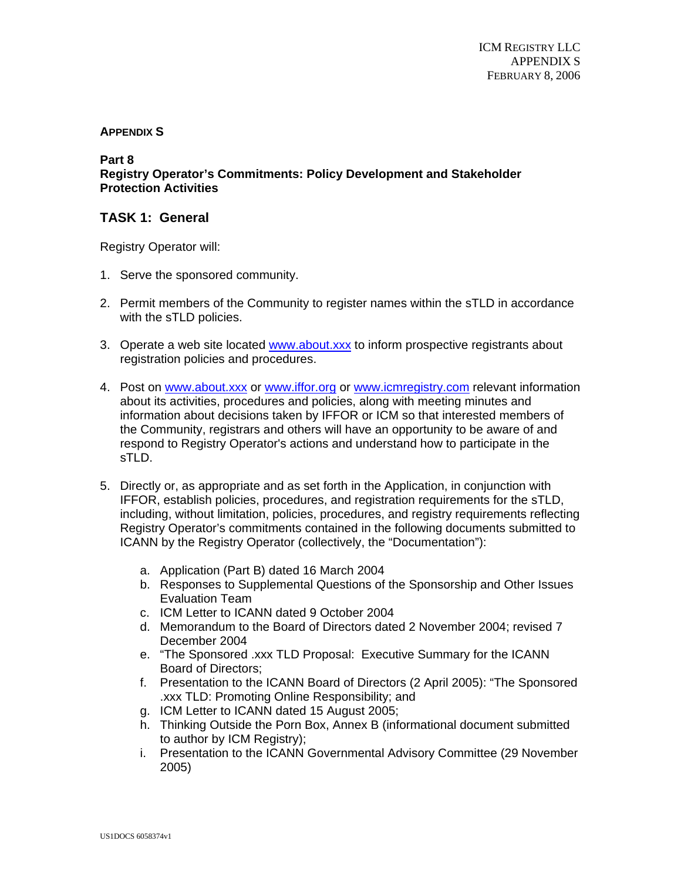**APPENDIX S**

**Part 8**
**Registry Operator's Commitments: Policy Development and Stakeholder Protection Activities**

## TASK 1: General

Registry Operator will:

1. Serve the sponsored community.

2. Permit members of the Community to register names within the sTLD in accordance with the sTLD policies.

3. Operate a web site located www.about.xxx to inform prospective registrants about registration policies and procedures.

4. Post on www.about.xxx or www.iffor.org or www.icmregistry.com relevant information about its activities, procedures and policies, along with meeting minutes and information about decisions taken by IFFOR or ICM so that interested members of the Community, registrars and others will have an opportunity to be aware of and respond to Registry Operator's actions and understand how to participate in the sTLD.

5. Directly or, as appropriate and as set forth in the Application, in conjunction with IFFOR, establish policies, procedures, and registration requirements for the sTLD, including, without limitation, policies, procedures, and registry requirements reflecting Registry Operator's commitments contained in the following documents submitted to ICANN by the Registry Operator (collectively, the "Documentation"):

   a. Application (Part B) dated 16 March 2004
   b. Responses to Supplemental Questions of the Sponsorship and Other Issues Evaluation Team
   c. ICM Letter to ICANN dated 9 October 2004
   d. Memorandum to the Board of Directors dated 2 November 2004; revised 7 December 2004
   e. "The Sponsored .xxx TLD Proposal: Executive Summary for the ICANN Board of Directors;
   f. Presentation to the ICANN Board of Directors (2 April 2005): "The Sponsored .xxx TLD: Promoting Online Responsibility; and
   g. ICM Letter to ICANN dated 15 August 2005;
   h. Thinking Outside the Porn Box, Annex B (informational document submitted to author by ICM Registry);
   i. Presentation to the ICANN Governmental Advisory Committee (29 November 2005)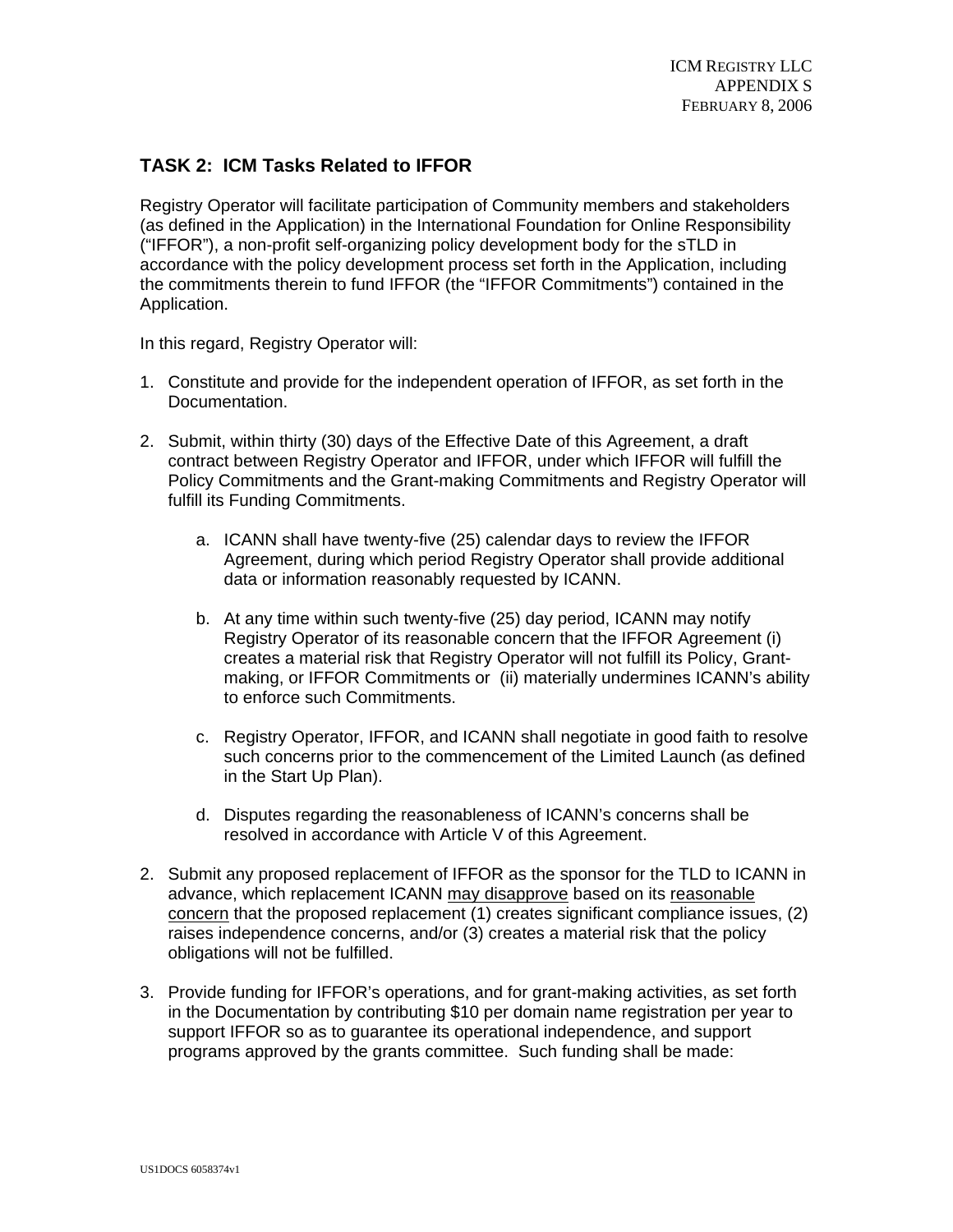## TASK 2: ICM Tasks Related to IFFOR

Registry Operator will facilitate participation of Community members and stakeholders (as defined in the Application) in the International Foundation for Online Responsibility ("IFFOR"), a non-profit self-organizing policy development body for the sTLD in accordance with the policy development process set forth in the Application, including the commitments therein to fund IFFOR (the "IFFOR Commitments") contained in the Application.

In this regard, Registry Operator will:

1. Constitute and provide for the independent operation of IFFOR, as set forth in the Documentation.

2. Submit, within thirty (30) days of the Effective Date of this Agreement, a draft contract between Registry Operator and IFFOR, under which IFFOR will fulfill the Policy Commitments and the Grant-making Commitments and Registry Operator will fulfill its Funding Commitments.

    a. ICANN shall have twenty-five (25) calendar days to review the IFFOR Agreement, during which period Registry Operator shall provide additional data or information reasonably requested by ICANN.

    b. At any time within such twenty-five (25) day period, ICANN may notify Registry Operator of its reasonable concern that the IFFOR Agreement (i) creates a material risk that Registry Operator will not fulfill its Policy, Grant-making, or IFFOR Commitments or (ii) materially undermines ICANN's ability to enforce such Commitments.

    c. Registry Operator, IFFOR, and ICANN shall negotiate in good faith to resolve such concerns prior to the commencement of the Limited Launch (as defined in the Start Up Plan).

    d. Disputes regarding the reasonableness of ICANN's concerns shall be resolved in accordance with Article V of this Agreement.

2. Submit any proposed replacement of IFFOR as the sponsor for the TLD to ICANN in advance, which replacement ICANN <u>may disapprove</u> based on its <u>reasonable concern</u> that the proposed replacement (1) creates significant compliance issues, (2) raises independence concerns, and/or (3) creates a material risk that the policy obligations will not be fulfilled.

3. Provide funding for IFFOR's operations, and for grant-making activities, as set forth in the Documentation by contributing $10 per domain name registration per year to support IFFOR so as to guarantee its operational independence, and support programs approved by the grants committee. Such funding shall be made: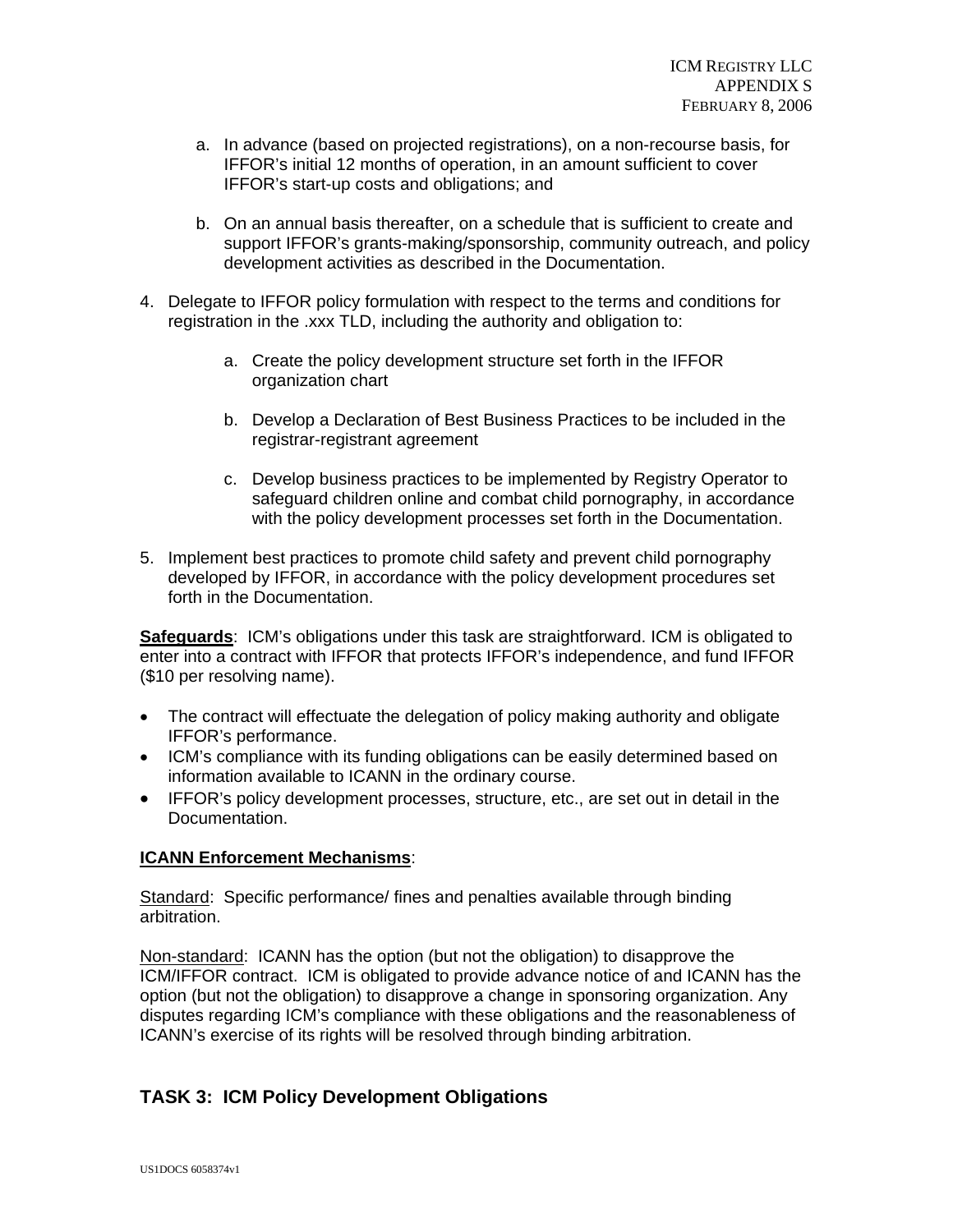a. In advance (based on projected registrations), on a non-recourse basis, for IFFOR's initial 12 months of operation, in an amount sufficient to cover IFFOR's start-up costs and obligations; and

   b. On an annual basis thereafter, on a schedule that is sufficient to create and support IFFOR's grants-making/sponsorship, community outreach, and policy development activities as described in the Documentation.

4. Delegate to IFFOR policy formulation with respect to the terms and conditions for registration in the .xxx TLD, including the authority and obligation to:

   a. Create the policy development structure set forth in the IFFOR organization chart

   b. Develop a Declaration of Best Business Practices to be included in the registrar-registrant agreement

   c. Develop business practices to be implemented by Registry Operator to safeguard children online and combat child pornography, in accordance with the policy development processes set forth in the Documentation.

5. Implement best practices to promote child safety and prevent child pornography developed by IFFOR, in accordance with the policy development procedures set forth in the Documentation.

**Safeguards**: ICM's obligations under this task are straightforward. ICM is obligated to enter into a contract with IFFOR that protects IFFOR's independence, and fund IFFOR ($10 per resolving name).

- The contract will effectuate the delegation of policy making authority and obligate IFFOR's performance.
- ICM's compliance with its funding obligations can be easily determined based on information available to ICANN in the ordinary course.
- IFFOR's policy development processes, structure, etc., are set out in detail in the Documentation.

**ICANN Enforcement Mechanisms**:

Standard: Specific performance/ fines and penalties available through binding arbitration.

Non-standard: ICANN has the option (but not the obligation) to disapprove the ICM/IFFOR contract. ICM is obligated to provide advance notice of and ICANN has the option (but not the obligation) to disapprove a change in sponsoring organization. Any disputes regarding ICM's compliance with these obligations and the reasonableness of ICANN's exercise of its rights will be resolved through binding arbitration.

## TASK 3: ICM Policy Development Obligations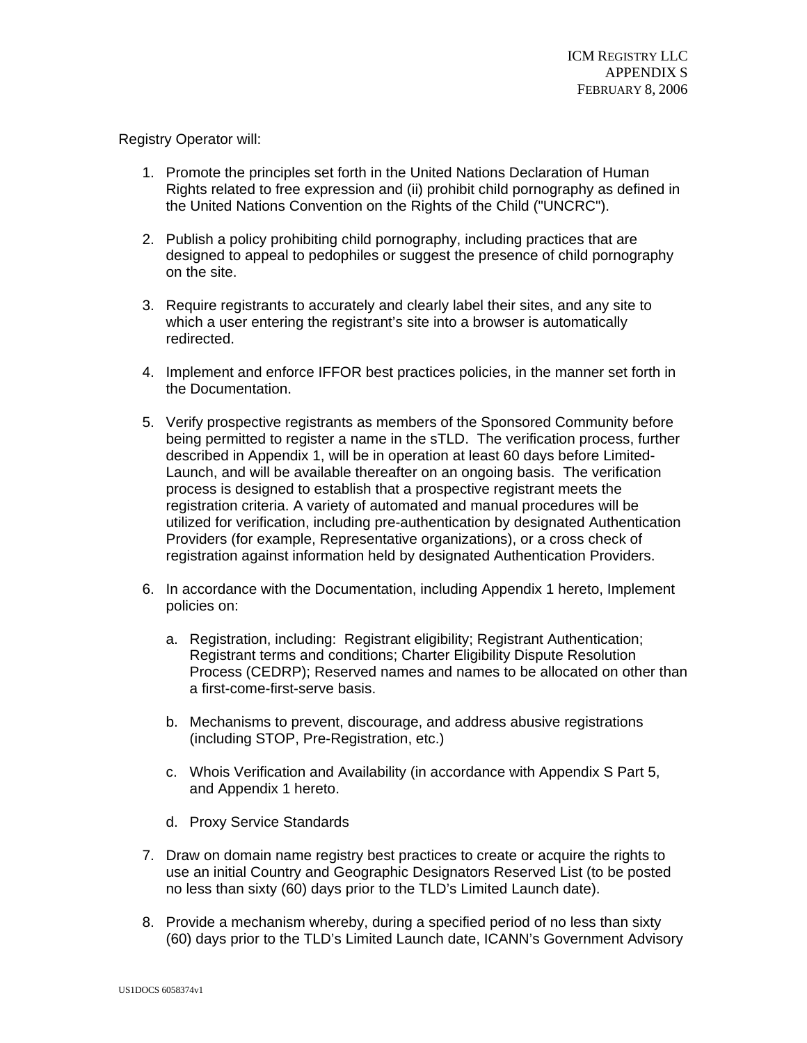Registry Operator will:

1. Promote the principles set forth in the United Nations Declaration of Human Rights related to free expression and (ii) prohibit child pornography as defined in the United Nations Convention on the Rights of the Child ("UNCRC").

2. Publish a policy prohibiting child pornography, including practices that are designed to appeal to pedophiles or suggest the presence of child pornography on the site.

3. Require registrants to accurately and clearly label their sites, and any site to which a user entering the registrant's site into a browser is automatically redirected.

4. Implement and enforce IFFOR best practices policies, in the manner set forth in the Documentation.

5. Verify prospective registrants as members of the Sponsored Community before being permitted to register a name in the sTLD. The verification process, further described in Appendix 1, will be in operation at least 60 days before Limited-Launch, and will be available thereafter on an ongoing basis. The verification process is designed to establish that a prospective registrant meets the registration criteria. A variety of automated and manual procedures will be utilized for verification, including pre-authentication by designated Authentication Providers (for example, Representative organizations), or a cross check of registration against information held by designated Authentication Providers.

6. In accordance with the Documentation, including Appendix 1 hereto, Implement policies on:

   a. Registration, including: Registrant eligibility; Registrant Authentication; Registrant terms and conditions; Charter Eligibility Dispute Resolution Process (CEDRP); Reserved names and names to be allocated on other than a first-come-first-serve basis.

   b. Mechanisms to prevent, discourage, and address abusive registrations (including STOP, Pre-Registration, etc.)

   c. Whois Verification and Availability (in accordance with Appendix S Part 5, and Appendix 1 hereto.

   d. Proxy Service Standards

7. Draw on domain name registry best practices to create or acquire the rights to use an initial Country and Geographic Designators Reserved List (to be posted no less than sixty (60) days prior to the TLD's Limited Launch date).

8. Provide a mechanism whereby, during a specified period of no less than sixty (60) days prior to the TLD's Limited Launch date, ICANN's Government Advisory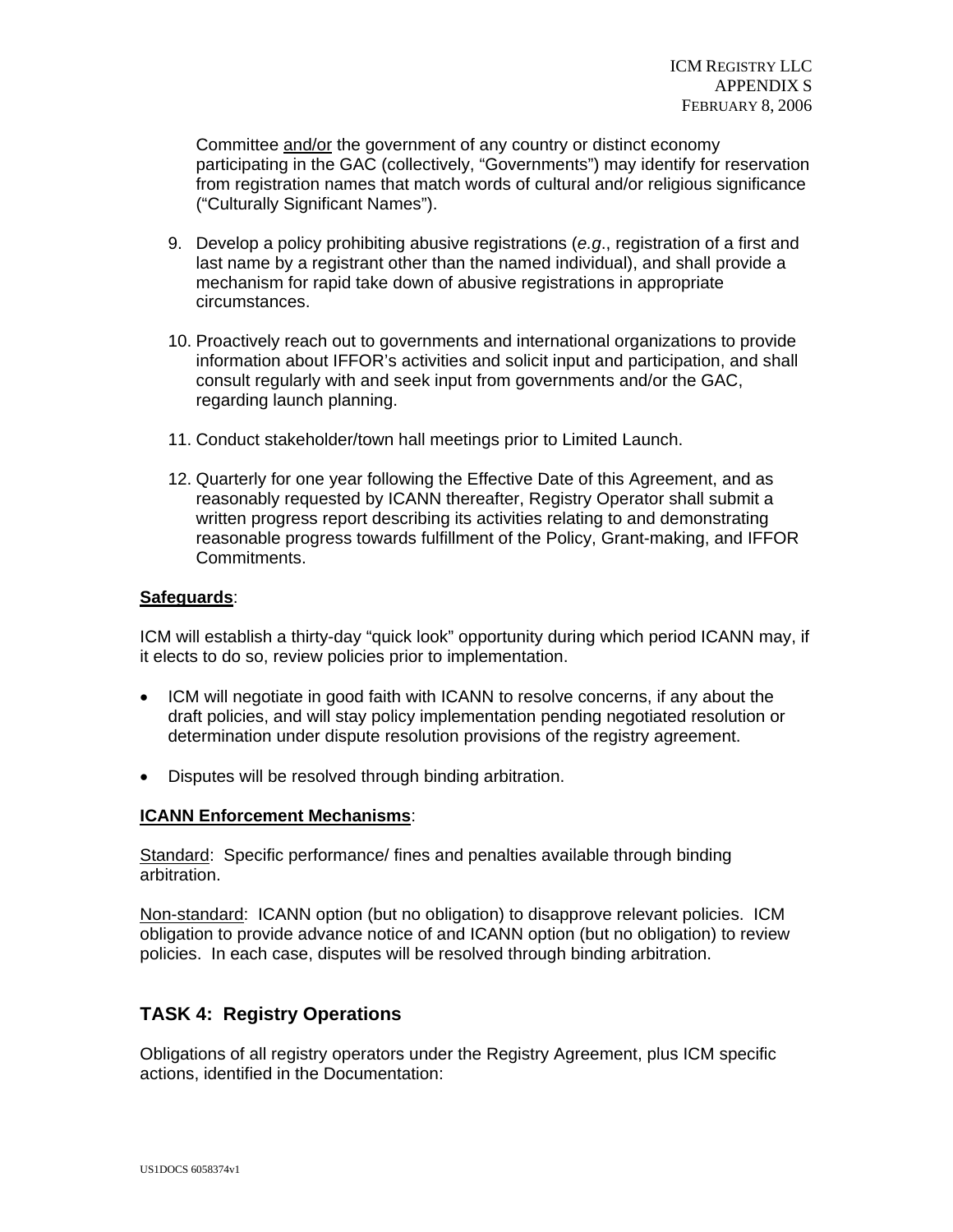Committee <u>and/or</u> the government of any country or distinct economy participating in the GAC (collectively, “Governments”) may identify for reservation from registration names that match words of cultural and/or religious significance (“Culturally Significant Names”).

9. Develop a policy prohibiting abusive registrations (*e.g*., registration of a first and last name by a registrant other than the named individual), and shall provide a mechanism for rapid take down of abusive registrations in appropriate circumstances.

10. Proactively reach out to governments and international organizations to provide information about IFFOR’s activities and solicit input and participation, and shall consult regularly with and seek input from governments and/or the GAC, regarding launch planning.

11. Conduct stakeholder/town hall meetings prior to Limited Launch.

12. Quarterly for one year following the Effective Date of this Agreement, and as reasonably requested by ICANN thereafter, Registry Operator shall submit a written progress report describing its activities relating to and demonstrating reasonable progress towards fulfillment of the Policy, Grant-making, and IFFOR Commitments.

**<u>Safeguards</u>**:

ICM will establish a thirty-day “quick look” opportunity during which period ICANN may, if it elects to do so, review policies prior to implementation.

- ICM will negotiate in good faith with ICANN to resolve concerns, if any about the draft policies, and will stay policy implementation pending negotiated resolution or determination under dispute resolution provisions of the registry agreement.
- Disputes will be resolved through binding arbitration.

**<u>ICANN Enforcement Mechanisms</u>**:

<u>Standard</u>: Specific performance/ fines and penalties available through binding arbitration.

<u>Non-standard</u>: ICANN option (but no obligation) to disapprove relevant policies. ICM obligation to provide advance notice of and ICANN option (but no obligation) to review policies. In each case, disputes will be resolved through binding arbitration.

## TASK 4: Registry Operations

Obligations of all registry operators under the Registry Agreement, plus ICM specific actions, identified in the Documentation: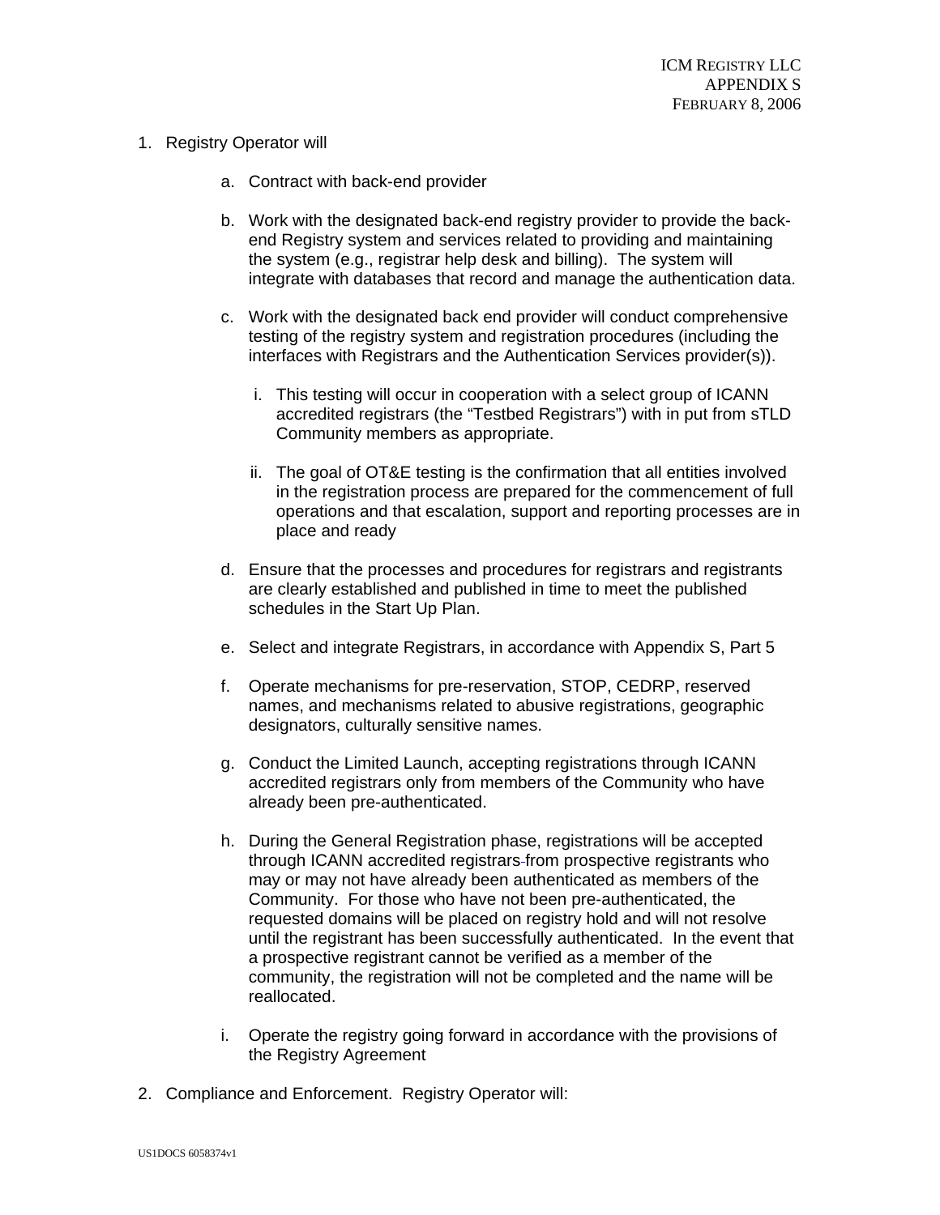1. Registry Operator will

   a. Contract with back-end provider

   b. Work with the designated back-end registry provider to provide the back-end Registry system and services related to providing and maintaining the system (e.g., registrar help desk and billing). The system will integrate with databases that record and manage the authentication data.

   c. Work with the designated back end provider will conduct comprehensive testing of the registry system and registration procedures (including the interfaces with Registrars and the Authentication Services provider(s)).

      i. This testing will occur in cooperation with a select group of ICANN accredited registrars (the "Testbed Registrars") with in put from sTLD Community members as appropriate.

      ii. The goal of OT&E testing is the confirmation that all entities involved in the registration process are prepared for the commencement of full operations and that escalation, support and reporting processes are in place and ready

   d. Ensure that the processes and procedures for registrars and registrants are clearly established and published in time to meet the published schedules in the Start Up Plan.

   e. Select and integrate Registrars, in accordance with Appendix S, Part 5

   f. Operate mechanisms for pre-reservation, STOP, CEDRP, reserved names, and mechanisms related to abusive registrations, geographic designators, culturally sensitive names.

   g. Conduct the Limited Launch, accepting registrations through ICANN accredited registrars only from members of the Community who have already been pre-authenticated.

   h. During the General Registration phase, registrations will be accepted through ICANN accredited registrars from prospective registrants who may or may not have already been authenticated as members of the Community. For those who have not been pre-authenticated, the requested domains will be placed on registry hold and will not resolve until the registrant has been successfully authenticated. In the event that a prospective registrant cannot be verified as a member of the community, the registration will not be completed and the name will be reallocated.

   i. Operate the registry going forward in accordance with the provisions of the Registry Agreement

2. Compliance and Enforcement. Registry Operator will: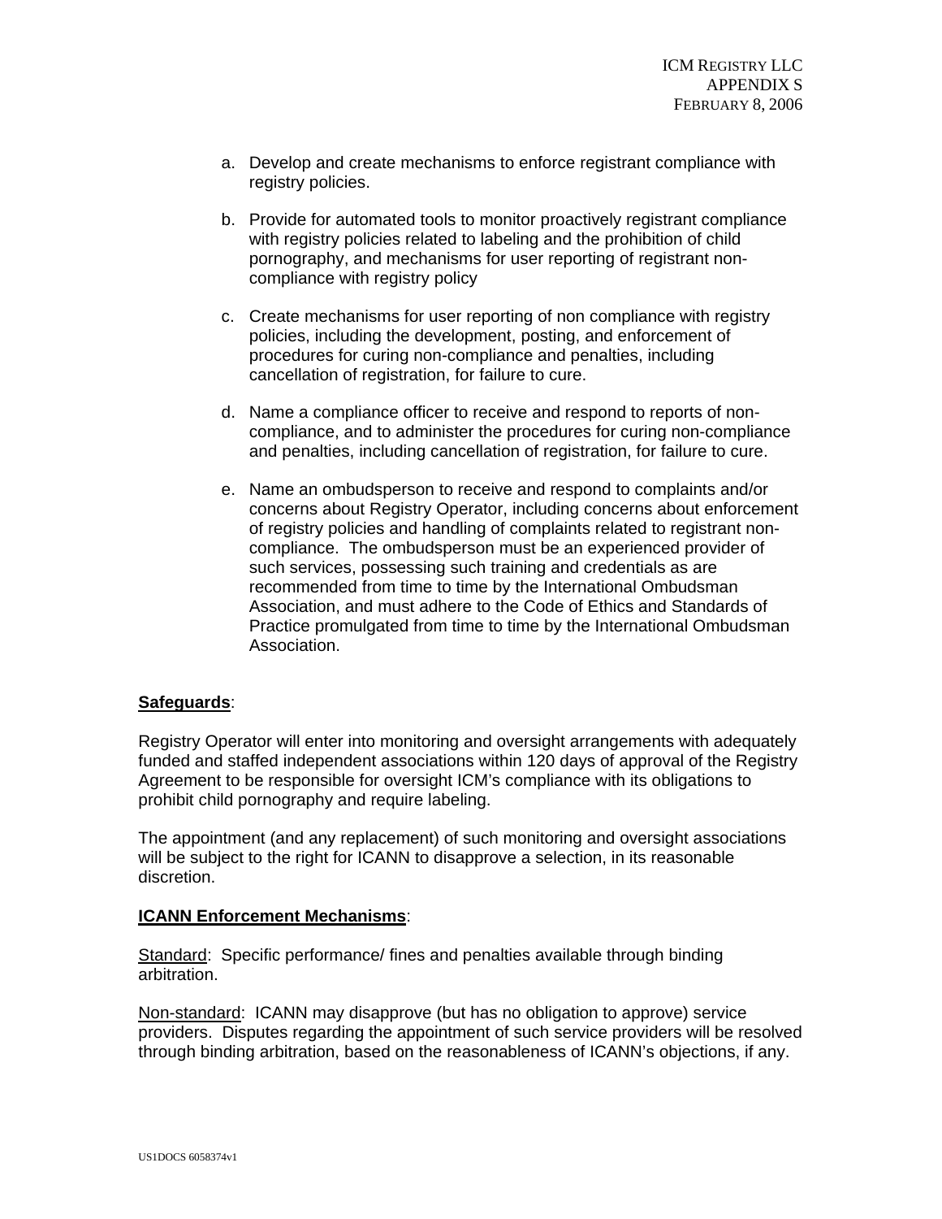a. Develop and create mechanisms to enforce registrant compliance with registry policies.

b. Provide for automated tools to monitor proactively registrant compliance with registry policies related to labeling and the prohibition of child pornography, and mechanisms for user reporting of registrant non-compliance with registry policy

c. Create mechanisms for user reporting of non compliance with registry policies, including the development, posting, and enforcement of procedures for curing non-compliance and penalties, including cancellation of registration, for failure to cure.

d. Name a compliance officer to receive and respond to reports of non-compliance, and to administer the procedures for curing non-compliance and penalties, including cancellation of registration, for failure to cure.

e. Name an ombudsperson to receive and respond to complaints and/or concerns about Registry Operator, including concerns about enforcement of registry policies and handling of complaints related to registrant non-compliance. The ombudsperson must be an experienced provider of such services, possessing such training and credentials as are recommended from time to time by the International Ombudsman Association, and must adhere to the Code of Ethics and Standards of Practice promulgated from time to time by the International Ombudsman Association.

**Safeguards**:

Registry Operator will enter into monitoring and oversight arrangements with adequately funded and staffed independent associations within 120 days of approval of the Registry Agreement to be responsible for oversight ICM's compliance with its obligations to prohibit child pornography and require labeling.

The appointment (and any replacement) of such monitoring and oversight associations will be subject to the right for ICANN to disapprove a selection, in its reasonable discretion.

**ICANN Enforcement Mechanisms**:

Standard: Specific performance/ fines and penalties available through binding arbitration.

Non-standard: ICANN may disapprove (but has no obligation to approve) service providers. Disputes regarding the appointment of such service providers will be resolved through binding arbitration, based on the reasonableness of ICANN's objections, if any.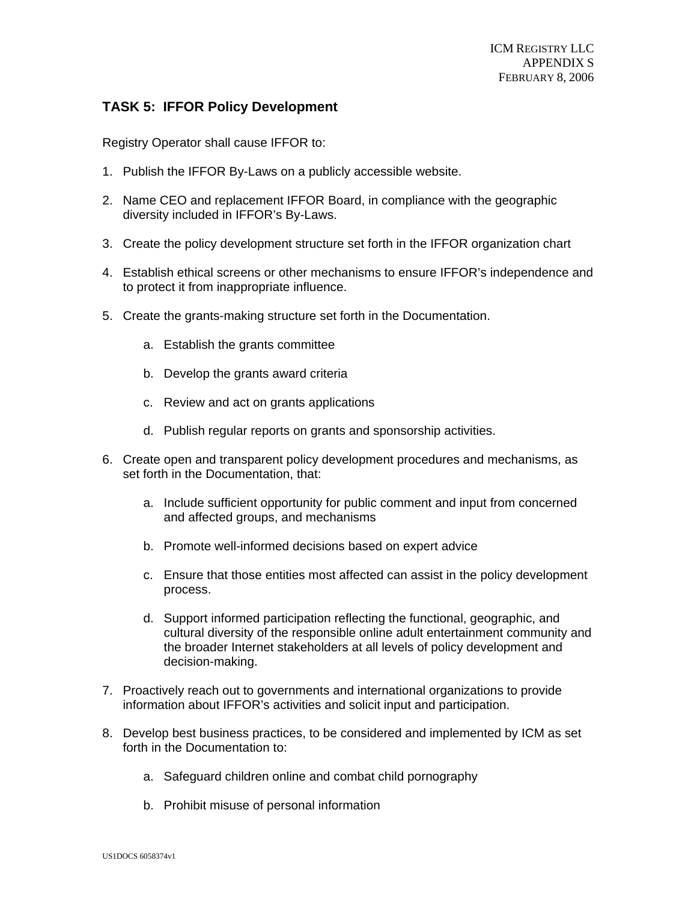## TASK 5: IFFOR Policy Development

Registry Operator shall cause IFFOR to:

1. Publish the IFFOR By-Laws on a publicly accessible website.

2. Name CEO and replacement IFFOR Board, in compliance with the geographic diversity included in IFFOR's By-Laws.

3. Create the policy development structure set forth in the IFFOR organization chart

4. Establish ethical screens or other mechanisms to ensure IFFOR's independence and to protect it from inappropriate influence.

5. Create the grants-making structure set forth in the Documentation.

    a. Establish the grants committee

    b. Develop the grants award criteria

    c. Review and act on grants applications

    d. Publish regular reports on grants and sponsorship activities.

6. Create open and transparent policy development procedures and mechanisms, as set forth in the Documentation, that:

    a. Include sufficient opportunity for public comment and input from concerned and affected groups, and mechanisms

    b. Promote well-informed decisions based on expert advice

    c. Ensure that those entities most affected can assist in the policy development process.

    d. Support informed participation reflecting the functional, geographic, and cultural diversity of the responsible online adult entertainment community and the broader Internet stakeholders at all levels of policy development and decision-making.

7. Proactively reach out to governments and international organizations to provide information about IFFOR's activities and solicit input and participation.

8. Develop best business practices, to be considered and implemented by ICM as set forth in the Documentation to:

    a. Safeguard children online and combat child pornography

    b. Prohibit misuse of personal information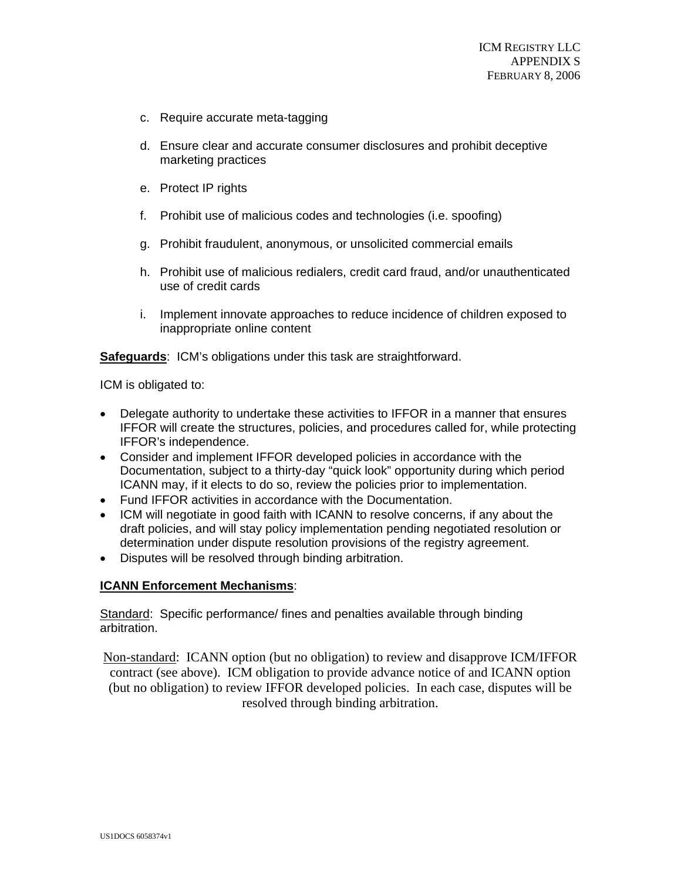c. Require accurate meta-tagging

d. Ensure clear and accurate consumer disclosures and prohibit deceptive marketing practices

e. Protect IP rights

f. Prohibit use of malicious codes and technologies (i.e. spoofing)

g. Prohibit fraudulent, anonymous, or unsolicited commercial emails

h. Prohibit use of malicious redialers, credit card fraud, and/or unauthenticated use of credit cards

i. Implement innovate approaches to reduce incidence of children exposed to inappropriate online content

**Safeguards**: ICM's obligations under this task are straightforward.

ICM is obligated to:

- Delegate authority to undertake these activities to IFFOR in a manner that ensures IFFOR will create the structures, policies, and procedures called for, while protecting IFFOR's independence.
- Consider and implement IFFOR developed policies in accordance with the Documentation, subject to a thirty-day "quick look" opportunity during which period ICANN may, if it elects to do so, review the policies prior to implementation.
- Fund IFFOR activities in accordance with the Documentation.
- ICM will negotiate in good faith with ICANN to resolve concerns, if any about the draft policies, and will stay policy implementation pending negotiated resolution or determination under dispute resolution provisions of the registry agreement.
- Disputes will be resolved through binding arbitration.

**ICANN Enforcement Mechanisms**:

Standard: Specific performance/ fines and penalties available through binding arbitration.

Non-standard: ICANN option (but no obligation) to review and disapprove ICM/IFFOR contract (see above). ICM obligation to provide advance notice of and ICANN option (but no obligation) to review IFFOR developed policies. In each case, disputes will be resolved through binding arbitration.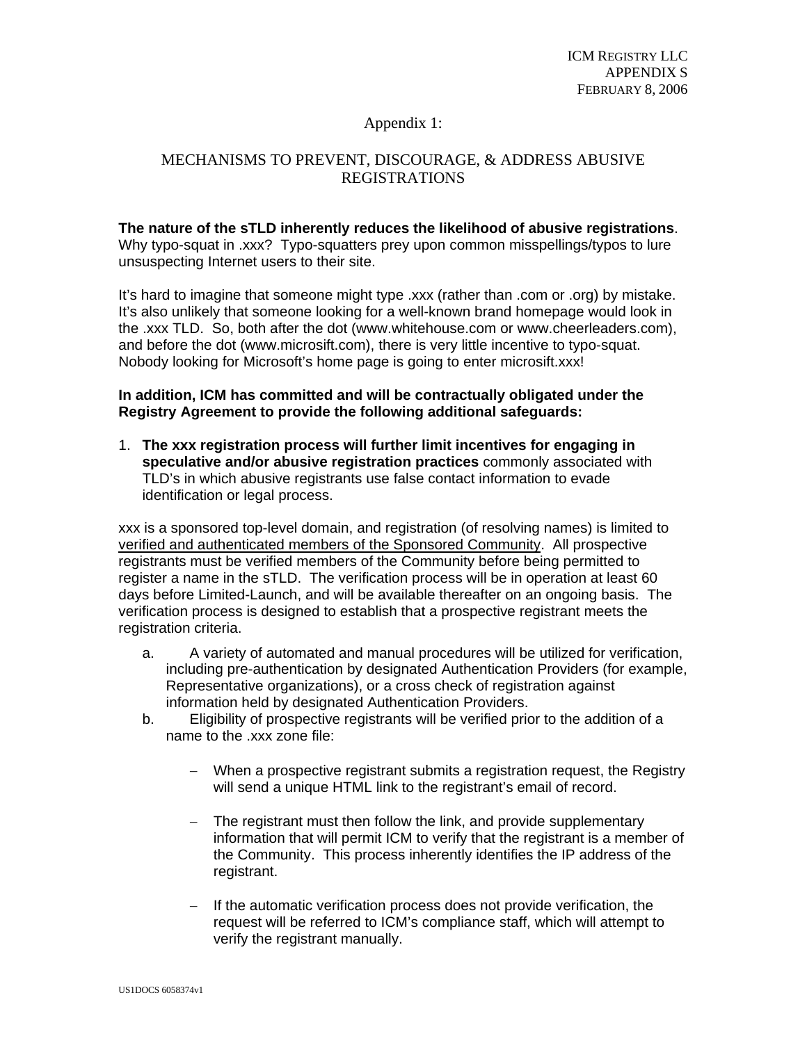Appendix 1:

# MECHANISMS TO PREVENT, DISCOURAGE, & ADDRESS ABUSIVE REGISTRATIONS

**The nature of the sTLD inherently reduces the likelihood of abusive registrations**. Why typo-squat in .xxx? Typo-squatters prey upon common misspellings/typos to lure unsuspecting Internet users to their site.

It's hard to imagine that someone might type .xxx (rather than .com or .org) by mistake. It's also unlikely that someone looking for a well-known brand homepage would look in the .xxx TLD. So, both after the dot (www.whitehouse.com or www.cheerleaders.com), and before the dot (www.microsift.com), there is very little incentive to typo-squat. Nobody looking for Microsoft's home page is going to enter microsift.xxx!

**In addition, ICM has committed and will be contractually obligated under the Registry Agreement to provide the following additional safeguards:**

1. **The xxx registration process will further limit incentives for engaging in speculative and/or abusive registration practices** commonly associated with TLD's in which abusive registrants use false contact information to evade identification or legal process.

xxx is a sponsored top-level domain, and registration (of resolving names) is limited to <u>verified and authenticated members of the Sponsored Community</u>. All prospective registrants must be verified members of the Community before being permitted to register a name in the sTLD. The verification process will be in operation at least 60 days before Limited-Launch, and will be available thereafter on an ongoing basis. The verification process is designed to establish that a prospective registrant meets the registration criteria.

a. A variety of automated and manual procedures will be utilized for verification, including pre-authentication by designated Authentication Providers (for example, Representative organizations), or a cross check of registration against information held by designated Authentication Providers.

b. Eligibility of prospective registrants will be verified prior to the addition of a name to the .xxx zone file:

   - When a prospective registrant submits a registration request, the Registry will send a unique HTML link to the registrant's email of record.

   - The registrant must then follow the link, and provide supplementary information that will permit ICM to verify that the registrant is a member of the Community. This process inherently identifies the IP address of the registrant.

   - If the automatic verification process does not provide verification, the request will be referred to ICM's compliance staff, which will attempt to verify the registrant manually.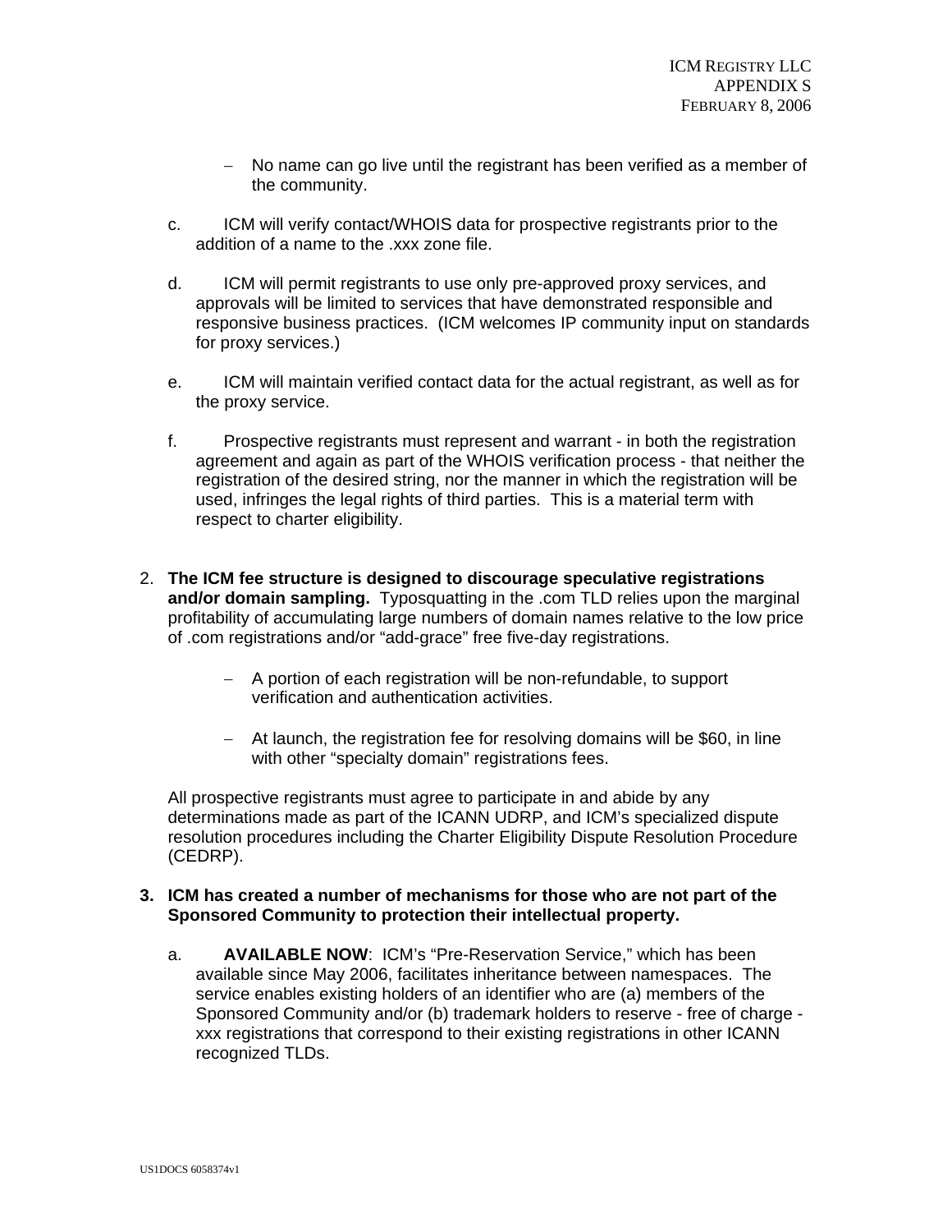- No name can go live until the registrant has been verified as a member of the community.

c. ICM will verify contact/WHOIS data for prospective registrants prior to the addition of a name to the .xxx zone file.

d. ICM will permit registrants to use only pre-approved proxy services, and approvals will be limited to services that have demonstrated responsible and responsive business practices. (ICM welcomes IP community input on standards for proxy services.)

e. ICM will maintain verified contact data for the actual registrant, as well as for the proxy service.

f. Prospective registrants must represent and warrant - in both the registration agreement and again as part of the WHOIS verification process - that neither the registration of the desired string, nor the manner in which the registration will be used, infringes the legal rights of third parties. This is a material term with respect to charter eligibility.

2. **The ICM fee structure is designed to discourage speculative registrations and/or domain sampling.** Typosquatting in the .com TLD relies upon the marginal profitability of accumulating large numbers of domain names relative to the low price of .com registrations and/or "add-grace" free five-day registrations.

   - A portion of each registration will be non-refundable, to support verification and authentication activities.

   - At launch, the registration fee for resolving domains will be $60, in line with other "specialty domain" registrations fees.

   All prospective registrants must agree to participate in and abide by any determinations made as part of the ICANN UDRP, and ICM's specialized dispute resolution procedures including the Charter Eligibility Dispute Resolution Procedure (CEDRP).

3. **ICM has created a number of mechanisms for those who are not part of the Sponsored Community to protection their intellectual property.**

   a. **AVAILABLE NOW**: ICM's "Pre-Reservation Service," which has been available since May 2006, facilitates inheritance between namespaces. The service enables existing holders of an identifier who are (a) members of the Sponsored Community and/or (b) trademark holders to reserve - free of charge - xxx registrations that correspond to their existing registrations in other ICANN recognized TLDs.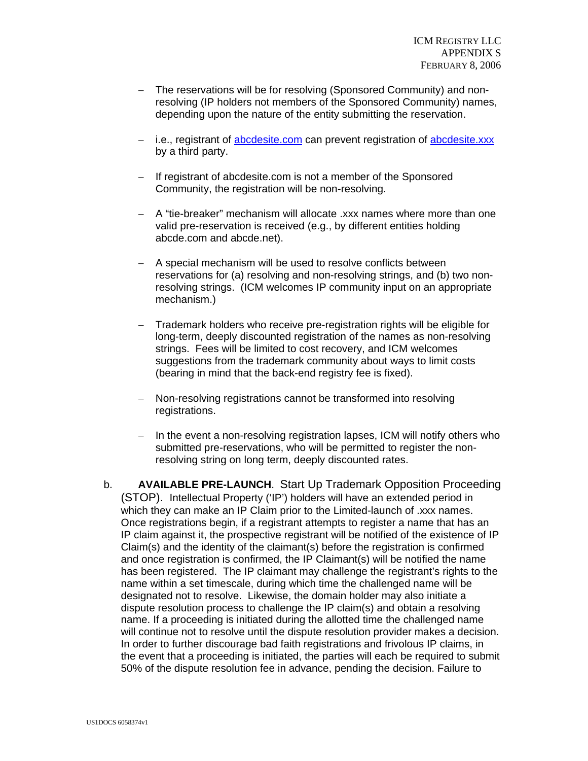- The reservations will be for resolving (Sponsored Community) and non-resolving (IP holders not members of the Sponsored Community) names, depending upon the nature of the entity submitting the reservation.

- i.e., registrant of abcdesite.com can prevent registration of abcdesite.xxx by a third party.

- If registrant of abcdesite.com is not a member of the Sponsored Community, the registration will be non-resolving.

- A "tie-breaker" mechanism will allocate .xxx names where more than one valid pre-reservation is received (e.g., by different entities holding abcde.com and abcde.net).

- A special mechanism will be used to resolve conflicts between reservations for (a) resolving and non-resolving strings, and (b) two non-resolving strings. (ICM welcomes IP community input on an appropriate mechanism.)

- Trademark holders who receive pre-registration rights will be eligible for long-term, deeply discounted registration of the names as non-resolving strings. Fees will be limited to cost recovery, and ICM welcomes suggestions from the trademark community about ways to limit costs (bearing in mind that the back-end registry fee is fixed).

- Non-resolving registrations cannot be transformed into resolving registrations.

- In the event a non-resolving registration lapses, ICM will notify others who submitted pre-reservations, who will be permitted to register the non-resolving string on long term, deeply discounted rates.

b. **AVAILABLE PRE-LAUNCH**. Start Up Trademark Opposition Proceeding (STOP). Intellectual Property ('IP') holders will have an extended period in which they can make an IP Claim prior to the Limited-launch of .xxx names. Once registrations begin, if a registrant attempts to register a name that has an IP claim against it, the prospective registrant will be notified of the existence of IP Claim(s) and the identity of the claimant(s) before the registration is confirmed and once registration is confirmed, the IP Claimant(s) will be notified the name has been registered. The IP claimant may challenge the registrant's rights to the name within a set timescale, during which time the challenged name will be designated not to resolve. Likewise, the domain holder may also initiate a dispute resolution process to challenge the IP claim(s) and obtain a resolving name. If a proceeding is initiated during the allotted time the challenged name will continue not to resolve until the dispute resolution provider makes a decision. In order to further discourage bad faith registrations and frivolous IP claims, in the event that a proceeding is initiated, the parties will each be required to submit 50% of the dispute resolution fee in advance, pending the decision. Failure to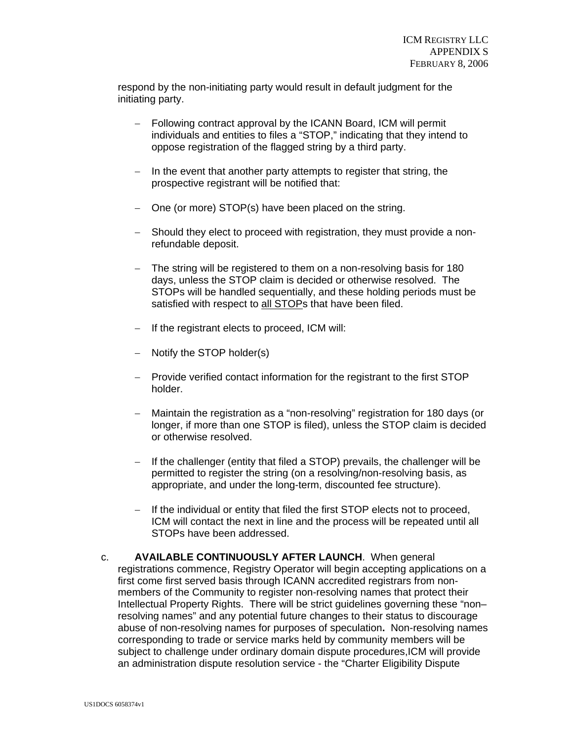respond by the non-initiating party would result in default judgment for the initiating party.

- Following contract approval by the ICANN Board, ICM will permit individuals and entities to files a "STOP," indicating that they intend to oppose registration of the flagged string by a third party.

- In the event that another party attempts to register that string, the prospective registrant will be notified that:

- One (or more) STOP(s) have been placed on the string.

- Should they elect to proceed with registration, they must provide a non-refundable deposit.

- The string will be registered to them on a non-resolving basis for 180 days, unless the STOP claim is decided or otherwise resolved. The STOPs will be handled sequentially, and these holding periods must be satisfied with respect to all STOPs that have been filed.

- If the registrant elects to proceed, ICM will:

- Notify the STOP holder(s)

- Provide verified contact information for the registrant to the first STOP holder.

- Maintain the registration as a "non-resolving" registration for 180 days (or longer, if more than one STOP is filed), unless the STOP claim is decided or otherwise resolved.

- If the challenger (entity that filed a STOP) prevails, the challenger will be permitted to register the string (on a resolving/non-resolving basis, as appropriate, and under the long-term, discounted fee structure).

- If the individual or entity that filed the first STOP elects not to proceed, ICM will contact the next in line and the process will be repeated until all STOPs have been addressed.

c. **AVAILABLE CONTINUOUSLY AFTER LAUNCH**. When general registrations commence, Registry Operator will begin accepting applications on a first come first served basis through ICANN accredited registrars from non-members of the Community to register non-resolving names that protect their Intellectual Property Rights. There will be strict guidelines governing these "non–resolving names" and any potential future changes to their status to discourage abuse of non-resolving names for purposes of speculation**.** Non-resolving names corresponding to trade or service marks held by community members will be subject to challenge under ordinary domain dispute procedures,ICM will provide an administration dispute resolution service - the "Charter Eligibility Dispute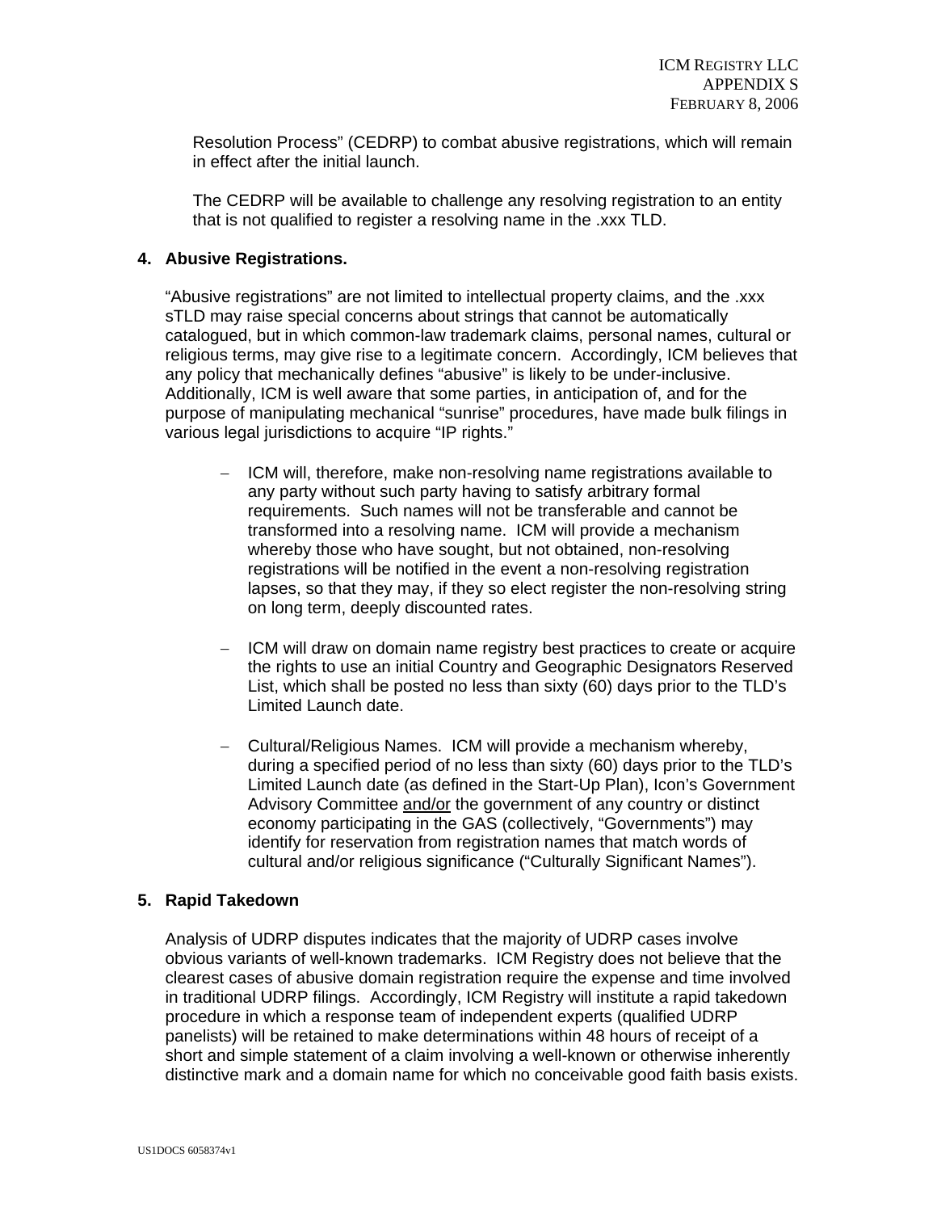Resolution Process" (CEDRP) to combat abusive registrations, which will remain in effect after the initial launch.

The CEDRP will be available to challenge any resolving registration to an entity that is not qualified to register a resolving name in the .xxx TLD.

**4. Abusive Registrations.**

"Abusive registrations" are not limited to intellectual property claims, and the .xxx sTLD may raise special concerns about strings that cannot be automatically catalogued, but in which common-law trademark claims, personal names, cultural or religious terms, may give rise to a legitimate concern. Accordingly, ICM believes that any policy that mechanically defines "abusive" is likely to be under-inclusive. Additionally, ICM is well aware that some parties, in anticipation of, and for the purpose of manipulating mechanical "sunrise" procedures, have made bulk filings in various legal jurisdictions to acquire "IP rights."

- ICM will, therefore, make non-resolving name registrations available to any party without such party having to satisfy arbitrary formal requirements. Such names will not be transferable and cannot be transformed into a resolving name. ICM will provide a mechanism whereby those who have sought, but not obtained, non-resolving registrations will be notified in the event a non-resolving registration lapses, so that they may, if they so elect register the non-resolving string on long term, deeply discounted rates.

- ICM will draw on domain name registry best practices to create or acquire the rights to use an initial Country and Geographic Designators Reserved List, which shall be posted no less than sixty (60) days prior to the TLD's Limited Launch date.

- Cultural/Religious Names. ICM will provide a mechanism whereby, during a specified period of no less than sixty (60) days prior to the TLD's Limited Launch date (as defined in the Start-Up Plan), Icon's Government Advisory Committee <u>and/or</u> the government of any country or distinct economy participating in the GAS (collectively, "Governments") may identify for reservation from registration names that match words of cultural and/or religious significance ("Culturally Significant Names").

**5. Rapid Takedown**

Analysis of UDRP disputes indicates that the majority of UDRP cases involve obvious variants of well-known trademarks. ICM Registry does not believe that the clearest cases of abusive domain registration require the expense and time involved in traditional UDRP filings. Accordingly, ICM Registry will institute a rapid takedown procedure in which a response team of independent experts (qualified UDRP panelists) will be retained to make determinations within 48 hours of receipt of a short and simple statement of a claim involving a well-known or otherwise inherently distinctive mark and a domain name for which no conceivable good faith basis exists.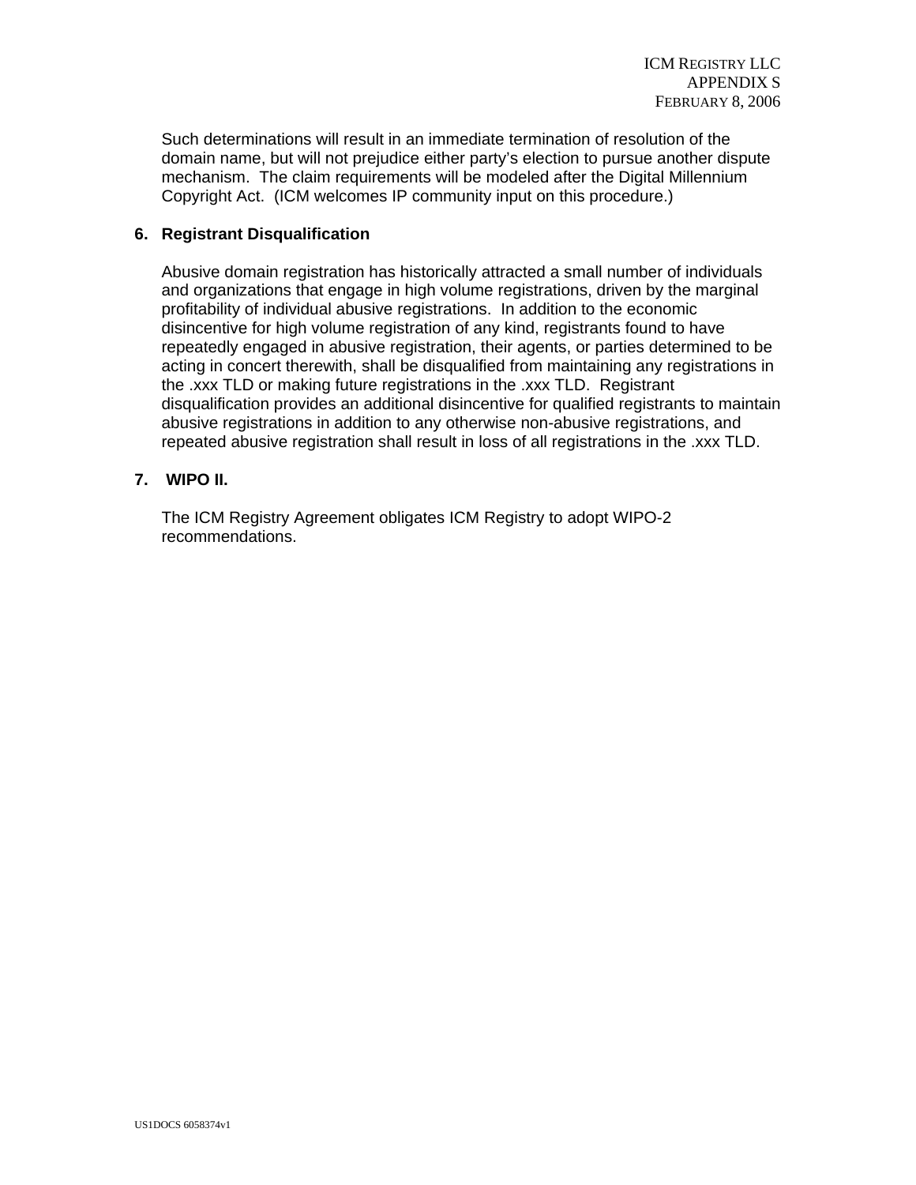Such determinations will result in an immediate termination of resolution of the domain name, but will not prejudice either party's election to pursue another dispute mechanism. The claim requirements will be modeled after the Digital Millennium Copyright Act. (ICM welcomes IP community input on this procedure.)

**6. Registrant Disqualification**

Abusive domain registration has historically attracted a small number of individuals and organizations that engage in high volume registrations, driven by the marginal profitability of individual abusive registrations. In addition to the economic disincentive for high volume registration of any kind, registrants found to have repeatedly engaged in abusive registration, their agents, or parties determined to be acting in concert therewith, shall be disqualified from maintaining any registrations in the .xxx TLD or making future registrations in the .xxx TLD. Registrant disqualification provides an additional disincentive for qualified registrants to maintain abusive registrations in addition to any otherwise non-abusive registrations, and repeated abusive registration shall result in loss of all registrations in the .xxx TLD.

**7. WIPO II.**

The ICM Registry Agreement obligates ICM Registry to adopt WIPO-2 recommendations.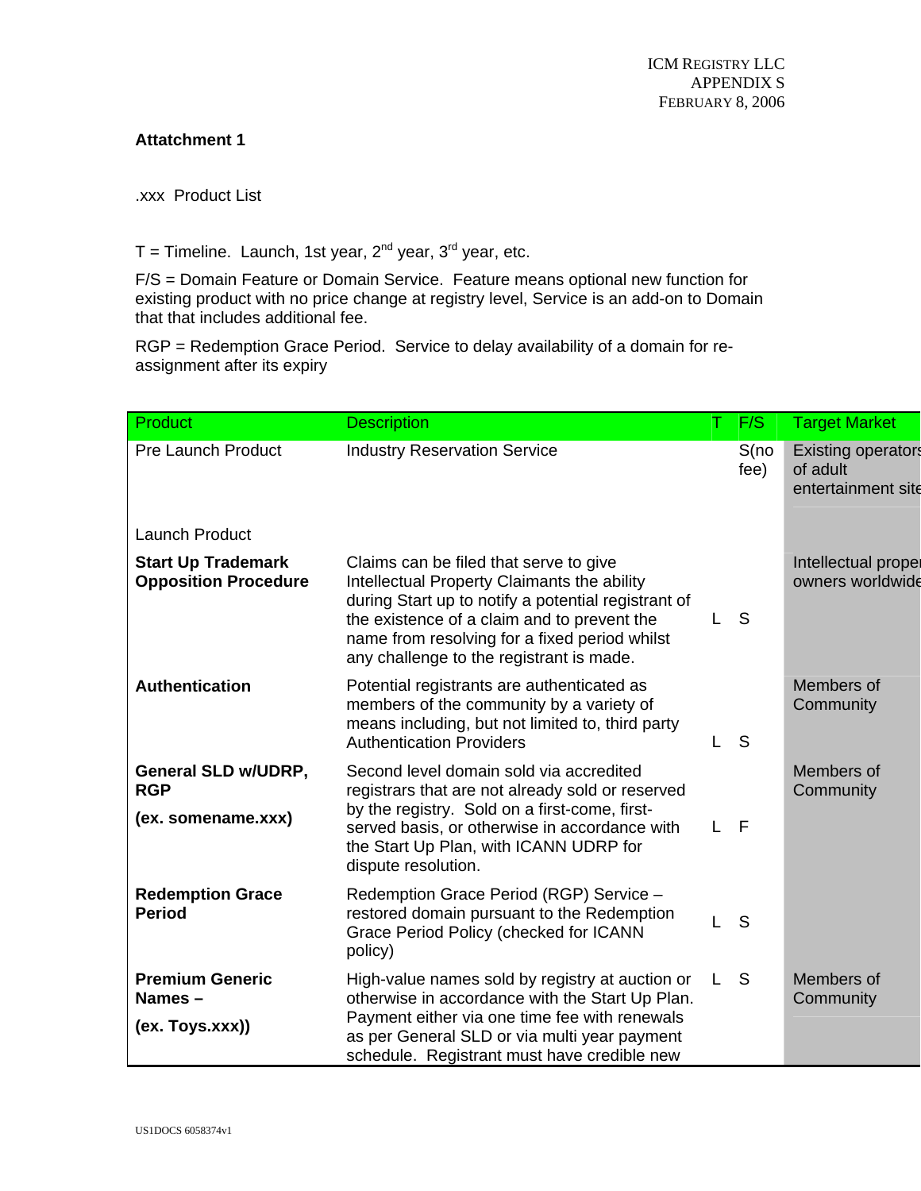**Attatchment 1**

.xxx Product List

T = Timeline. Launch, 1st year, 2nd year, 3rd year, etc.

F/S = Domain Feature or Domain Service. Feature means optional new function for existing product with no price change at registry level, Service is an add-on to Domain that that includes additional fee.

RGP = Redemption Grace Period. Service to delay availability of a domain for re-assignment after its expiry

| Product | Description | T | F/S | Target Market |
|---|---|---|---|---|
| Pre Launch Product | Industry Reservation Service | | S(no fee) | Existing operators of adult entertainment site |
| Launch Product | | | | |
| **Start Up Trademark Opposition Procedure** | Claims can be filed that serve to give Intellectual Property Claimants the ability during Start up to notify a potential registrant of the existence of a claim and to prevent the name from resolving for a fixed period whilst any challenge to the registrant is made. | L | S | Intellectual proper owners worldwide |
| **Authentication** | Potential registrants are authenticated as members of the community by a variety of means including, but not limited to, third party Authentication Providers | L | S | Members of Community |
| **General SLD w/UDRP, RGP (ex. somename.xxx)** | Second level domain sold via accredited registrars that are not already sold or reserved by the registry. Sold on a first-come, first-served basis, or otherwise in accordance with the Start Up Plan, with ICANN UDRP for dispute resolution. | L | F | Members of Community |
| **Redemption Grace Period** | Redemption Grace Period (RGP) Service – restored domain pursuant to the Redemption Grace Period Policy (checked for ICANN policy) | L | S | |
| **Premium Generic Names – (ex. Toys.xxx))** | High-value names sold by registry at auction or otherwise in accordance with the Start Up Plan. Payment either via one time fee with renewals as per General SLD or via multi year payment schedule. Registrant must have credible new | L | S | Members of Community |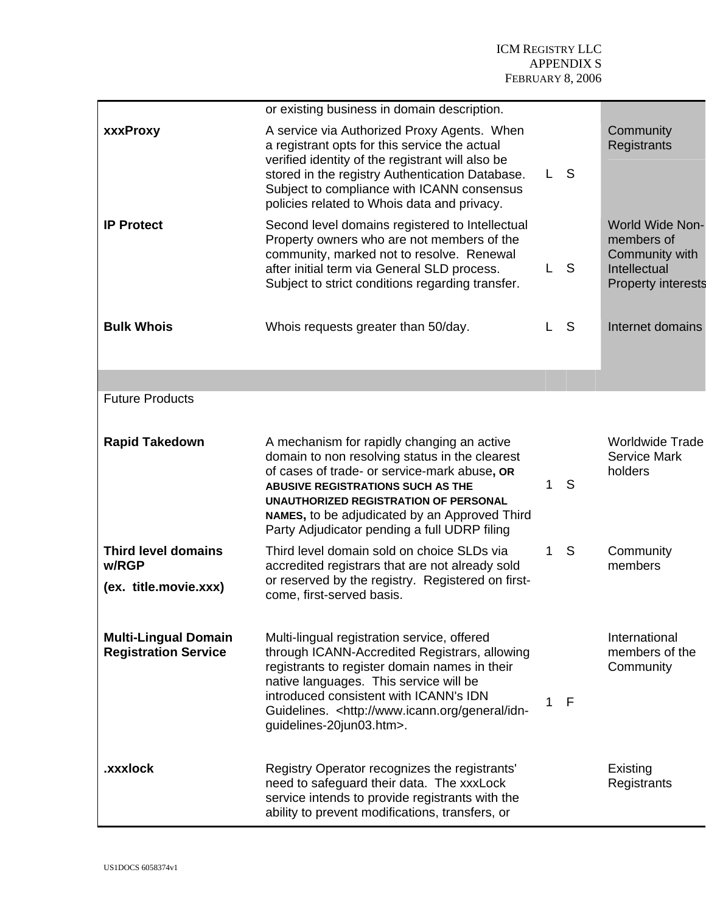| | | | | |
|---|---|---|---|---|
| | or existing business in domain description. | | | |
| **xxxProxy** | A service via Authorized Proxy Agents. When a registrant opts for this service the actual verified identity of the registrant will also be stored in the registry Authentication Database. Subject to compliance with ICANN consensus policies related to Whois data and privacy. | L | S | Community Registrants |
| **IP Protect** | Second level domains registered to Intellectual Property owners who are not members of the community, marked not to resolve. Renewal after initial term via General SLD process. Subject to strict conditions regarding transfer. | L | S | World Wide Non-members of Community with Intellectual Property interests |
| **Bulk Whois** | Whois requests greater than 50/day. | L | S | Internet domains |
| | | | | |
| Future Products | | | | |
| **Rapid Takedown** | A mechanism for rapidly changing an active domain to non resolving status in the clearest of cases of trade- or service-mark abuse**, OR ABUSIVE REGISTRATIONS SUCH AS THE UNAUTHORIZED REGISTRATION OF PERSONAL NAMES,** to be adjudicated by an Approved Third Party Adjudicator pending a full UDRP filing | 1 | S | Worldwide Trade Service Mark holders |
| **Third level domains w/RGP**<br>**(ex. title.movie.xxx)** | Third level domain sold on choice SLDs via accredited registrars that are not already sold or reserved by the registry. Registered on first-come, first-served basis. | 1 | S | Community members |
| **Multi-Lingual Domain Registration Service** | Multi-lingual registration service, offered through ICANN-Accredited Registrars, allowing registrants to register domain names in their native languages. This service will be introduced consistent with ICANN's IDN Guidelines. <http://www.icann.org/general/idn-guidelines-20jun03.htm>. | 1 | F | International members of the Community |
| **.xxxlock** | Registry Operator recognizes the registrants' need to safeguard their data. The xxxLock service intends to provide registrants with the ability to prevent modifications, transfers, or | | | Existing Registrants |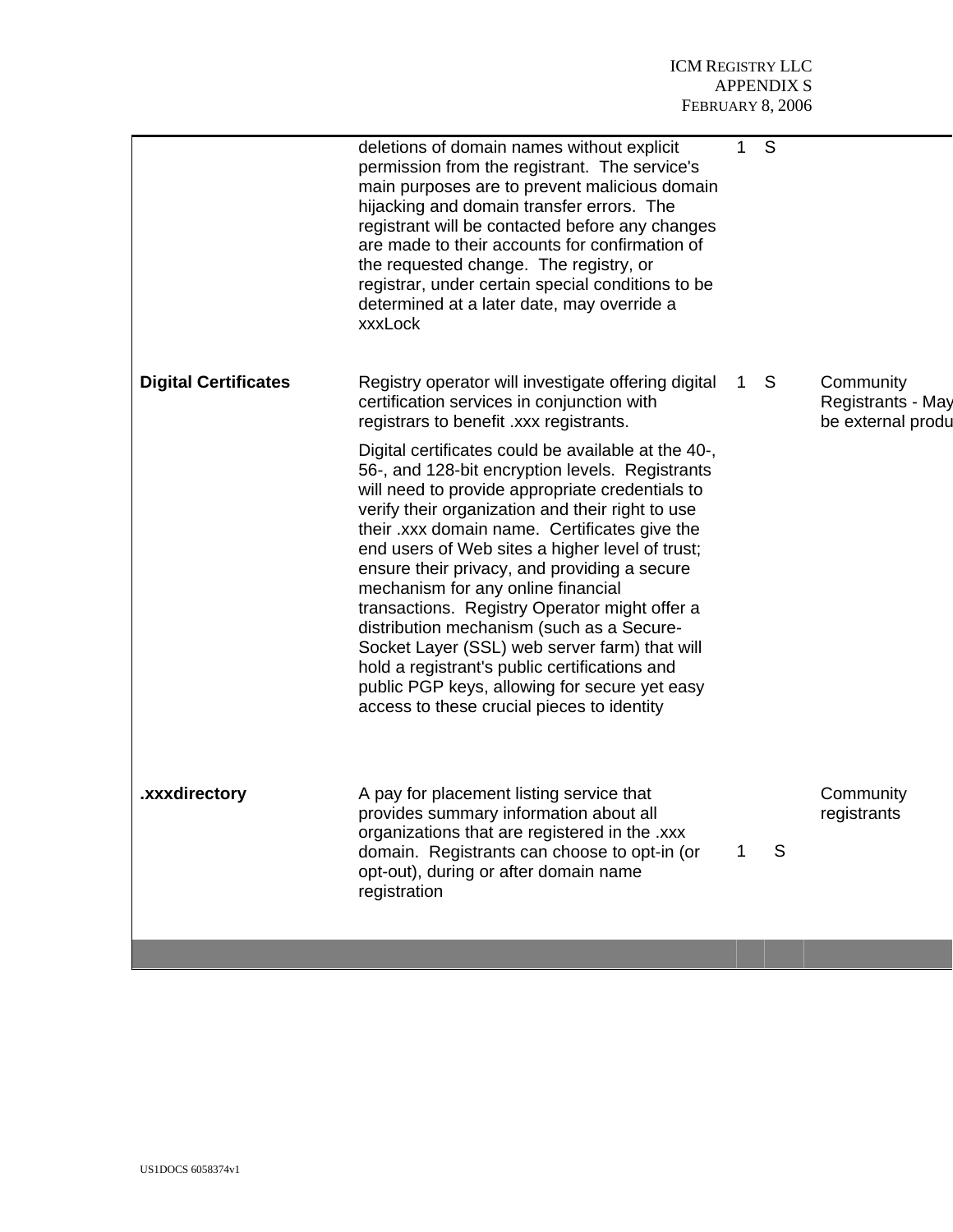| | | | | |
|---|---|---|---|---|
| | deletions of domain names without explicit permission from the registrant. The service's main purposes are to prevent malicious domain hijacking and domain transfer errors. The registrant will be contacted before any changes are made to their accounts for confirmation of the requested change. The registry, or registrar, under certain special conditions to be determined at a later date, may override a xxxLock | 1 | S | |
| **Digital Certificates** | Registry operator will investigate offering digital certification services in conjunction with registrars to benefit .xxx registrants.<br><br>Digital certificates could be available at the 40-, 56-, and 128-bit encryption levels. Registrants will need to provide appropriate credentials to verify their organization and their right to use their .xxx domain name. Certificates give the end users of Web sites a higher level of trust; ensure their privacy, and providing a secure mechanism for any online financial transactions. Registry Operator might offer a distribution mechanism (such as a Secure-Socket Layer (SSL) web server farm) that will hold a registrant's public certifications and public PGP keys, allowing for secure yet easy access to these crucial pieces to identity | 1 | S | Community Registrants - May be external produ |
| **.xxxdirectory** | A pay for placement listing service that provides summary information about all organizations that are registered in the .xxx domain. Registrants can choose to opt-in (or opt-out), during or after domain name registration | 1 | S | Community registrants |